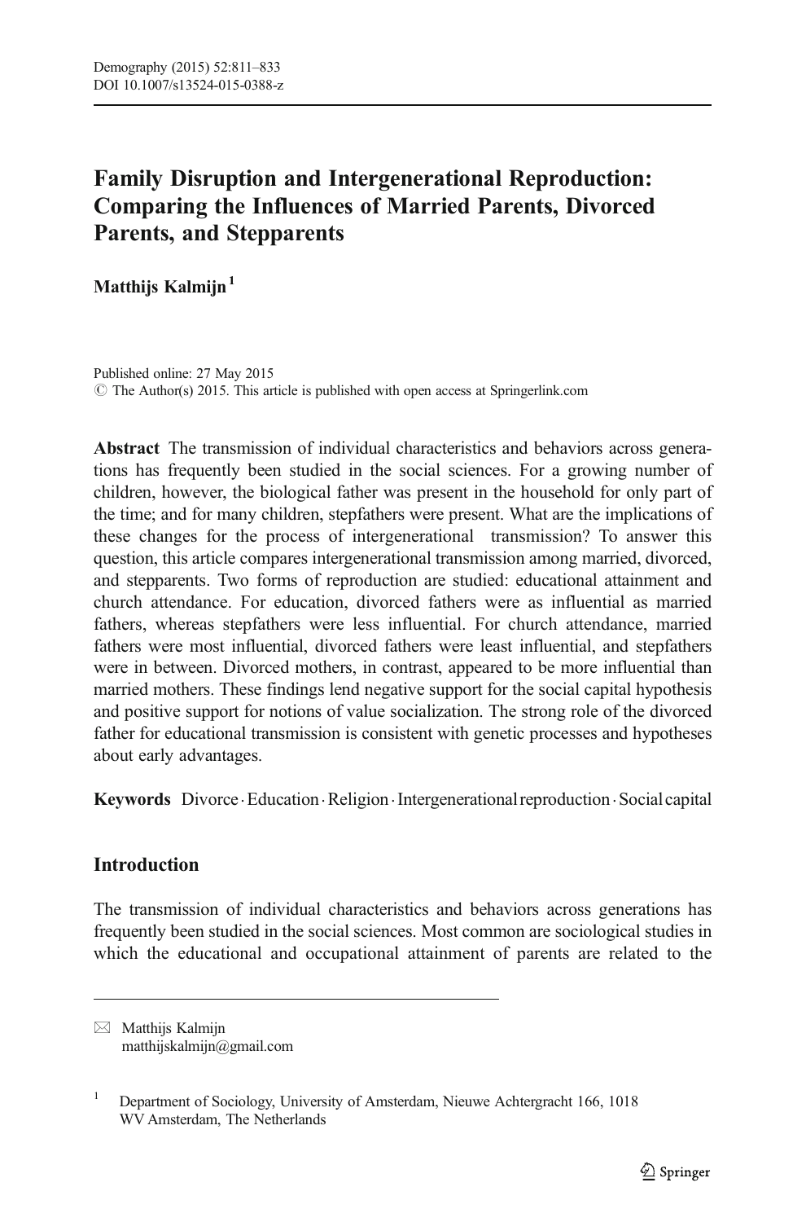# Family Disruption and Intergenerational Reproduction: Comparing the Influences of Married Parents, Divorced Parents, and Stepparents

**Matthijs Kalmijn**[1]

Published online: 27 May 2015
© The Author(s) 2015. This article is published with open access at Springerlink.com

**Abstract** The transmission of individual characteristics and behaviors across generations has frequently been studied in the social sciences. For a growing number of children, however, the biological father was present in the household for only part of the time; and for many children, stepfathers were present. What are the implications of these changes for the process of intergenerational transmission? To answer this question, this article compares intergenerational transmission among married, divorced, and stepparents. Two forms of reproduction are studied: educational attainment and church attendance. For education, divorced fathers were as influential as married fathers, whereas stepfathers were less influential. For church attendance, married fathers were most influential, divorced fathers were least influential, and stepfathers were in between. Divorced mothers, in contrast, appeared to be more influential than married mothers. These findings lend negative support for the social capital hypothesis and positive support for notions of value socialization. The strong role of the divorced father for educational transmission is consistent with genetic processes and hypotheses about early advantages.

**Keywords** Divorce · Education · Religion · Intergenerational reproduction · Social capital

## Introduction

The transmission of individual characteristics and behaviors across generations has frequently been studied in the social sciences. Most common are sociological studies in which the educational and occupational attainment of parents are related to the

---

✉ Matthijs Kalmijn
matthijskalmijn@gmail.com

[1] Department of Sociology, University of Amsterdam, Nieuwe Achtergracht 166, 1018 WV Amsterdam, The Netherlands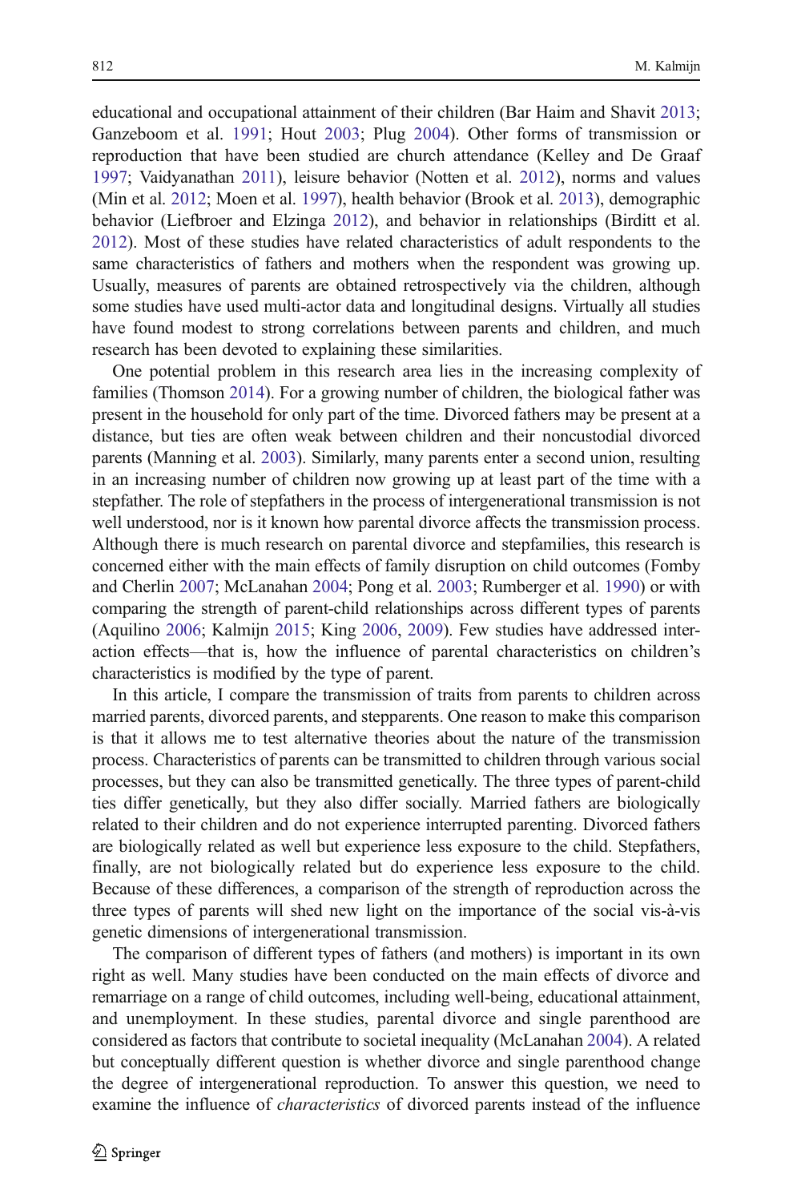educational and occupational attainment of their children (Bar Haim and Shavit 2013; Ganzeboom et al. 1991; Hout 2003; Plug 2004). Other forms of transmission or reproduction that have been studied are church attendance (Kelley and De Graaf 1997; Vaidyanathan 2011), leisure behavior (Notten et al. 2012), norms and values (Min et al. 2012; Moen et al. 1997), health behavior (Brook et al. 2013), demographic behavior (Liefbroer and Elzinga 2012), and behavior in relationships (Birditt et al. 2012). Most of these studies have related characteristics of adult respondents to the same characteristics of fathers and mothers when the respondent was growing up. Usually, measures of parents are obtained retrospectively via the children, although some studies have used multi-actor data and longitudinal designs. Virtually all studies have found modest to strong correlations between parents and children, and much research has been devoted to explaining these similarities.

One potential problem in this research area lies in the increasing complexity of families (Thomson 2014). For a growing number of children, the biological father was present in the household for only part of the time. Divorced fathers may be present at a distance, but ties are often weak between children and their noncustodial divorced parents (Manning et al. 2003). Similarly, many parents enter a second union, resulting in an increasing number of children now growing up at least part of the time with a stepfather. The role of stepfathers in the process of intergenerational transmission is not well understood, nor is it known how parental divorce affects the transmission process. Although there is much research on parental divorce and stepfamilies, this research is concerned either with the main effects of family disruption on child outcomes (Fomby and Cherlin 2007; McLanahan 2004; Pong et al. 2003; Rumberger et al. 1990) or with comparing the strength of parent-child relationships across different types of parents (Aquilino 2006; Kalmijn 2015; King 2006, 2009). Few studies have addressed interaction effects—that is, how the influence of parental characteristics on children's characteristics is modified by the type of parent.

In this article, I compare the transmission of traits from parents to children across married parents, divorced parents, and stepparents. One reason to make this comparison is that it allows me to test alternative theories about the nature of the transmission process. Characteristics of parents can be transmitted to children through various social processes, but they can also be transmitted genetically. The three types of parent-child ties differ genetically, but they also differ socially. Married fathers are biologically related to their children and do not experience interrupted parenting. Divorced fathers are biologically related as well but experience less exposure to the child. Stepfathers, finally, are not biologically related but do experience less exposure to the child. Because of these differences, a comparison of the strength of reproduction across the three types of parents will shed new light on the importance of the social vis-à-vis genetic dimensions of intergenerational transmission.

The comparison of different types of fathers (and mothers) is important in its own right as well. Many studies have been conducted on the main effects of divorce and remarriage on a range of child outcomes, including well-being, educational attainment, and unemployment. In these studies, parental divorce and single parenthood are considered as factors that contribute to societal inequality (McLanahan 2004). A related but conceptually different question is whether divorce and single parenthood change the degree of intergenerational reproduction. To answer this question, we need to examine the influence of *characteristics* of divorced parents instead of the influence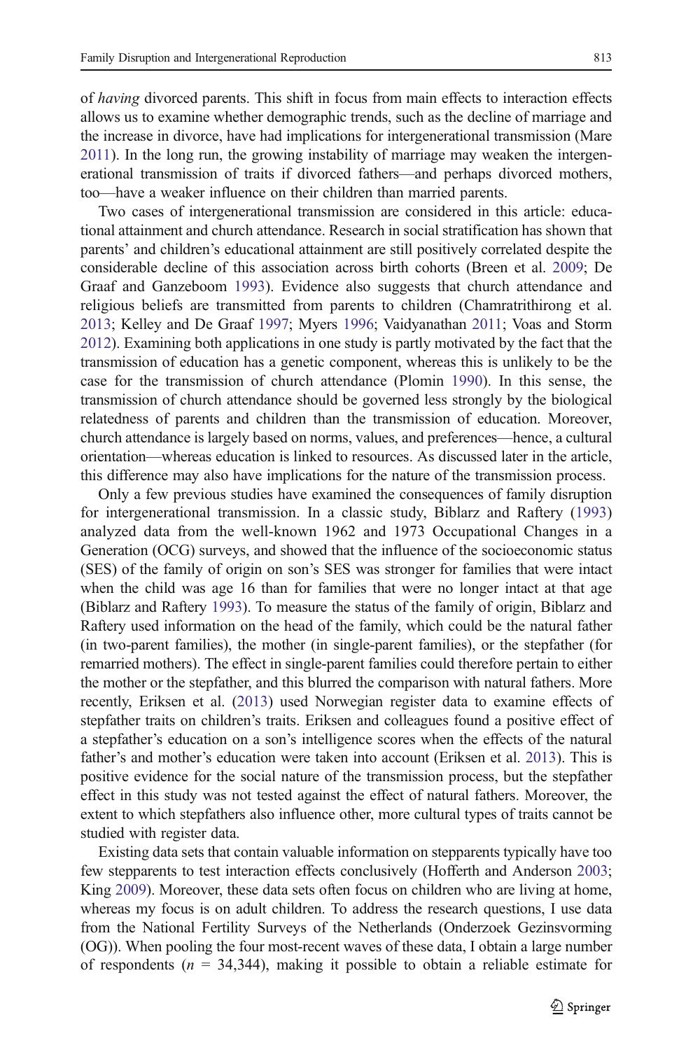of *having* divorced parents. This shift in focus from main effects to interaction effects allows us to examine whether demographic trends, such as the decline of marriage and the increase in divorce, have had implications for intergenerational transmission (Mare 2011). In the long run, the growing instability of marriage may weaken the intergenerational transmission of traits if divorced fathers—and perhaps divorced mothers, too—have a weaker influence on their children than married parents.

Two cases of intergenerational transmission are considered in this article: educational attainment and church attendance. Research in social stratification has shown that parents' and children's educational attainment are still positively correlated despite the considerable decline of this association across birth cohorts (Breen et al. 2009; De Graaf and Ganzeboom 1993). Evidence also suggests that church attendance and religious beliefs are transmitted from parents to children (Chamratrithirong et al. 2013; Kelley and De Graaf 1997; Myers 1996; Vaidyanathan 2011; Voas and Storm 2012). Examining both applications in one study is partly motivated by the fact that the transmission of education has a genetic component, whereas this is unlikely to be the case for the transmission of church attendance (Plomin 1990). In this sense, the transmission of church attendance should be governed less strongly by the biological relatedness of parents and children than the transmission of education. Moreover, church attendance is largely based on norms, values, and preferences—hence, a cultural orientation—whereas education is linked to resources. As discussed later in the article, this difference may also have implications for the nature of the transmission process.

Only a few previous studies have examined the consequences of family disruption for intergenerational transmission. In a classic study, Biblarz and Raftery (1993) analyzed data from the well-known 1962 and 1973 Occupational Changes in a Generation (OCG) surveys, and showed that the influence of the socioeconomic status (SES) of the family of origin on son's SES was stronger for families that were intact when the child was age 16 than for families that were no longer intact at that age (Biblarz and Raftery 1993). To measure the status of the family of origin, Biblarz and Raftery used information on the head of the family, which could be the natural father (in two-parent families), the mother (in single-parent families), or the stepfather (for remarried mothers). The effect in single-parent families could therefore pertain to either the mother or the stepfather, and this blurred the comparison with natural fathers. More recently, Eriksen et al. (2013) used Norwegian register data to examine effects of stepfather traits on children's traits. Eriksen and colleagues found a positive effect of a stepfather's education on a son's intelligence scores when the effects of the natural father's and mother's education were taken into account (Eriksen et al. 2013). This is positive evidence for the social nature of the transmission process, but the stepfather effect in this study was not tested against the effect of natural fathers. Moreover, the extent to which stepfathers also influence other, more cultural types of traits cannot be studied with register data.

Existing data sets that contain valuable information on stepparents typically have too few stepparents to test interaction effects conclusively (Hofferth and Anderson 2003; King 2009). Moreover, these data sets often focus on children who are living at home, whereas my focus is on adult children. To address the research questions, I use data from the National Fertility Surveys of the Netherlands (Onderzoek Gezinsvorming (OG)). When pooling the four most-recent waves of these data, I obtain a large number of respondents ($n$ = 34,344), making it possible to obtain a reliable estimate for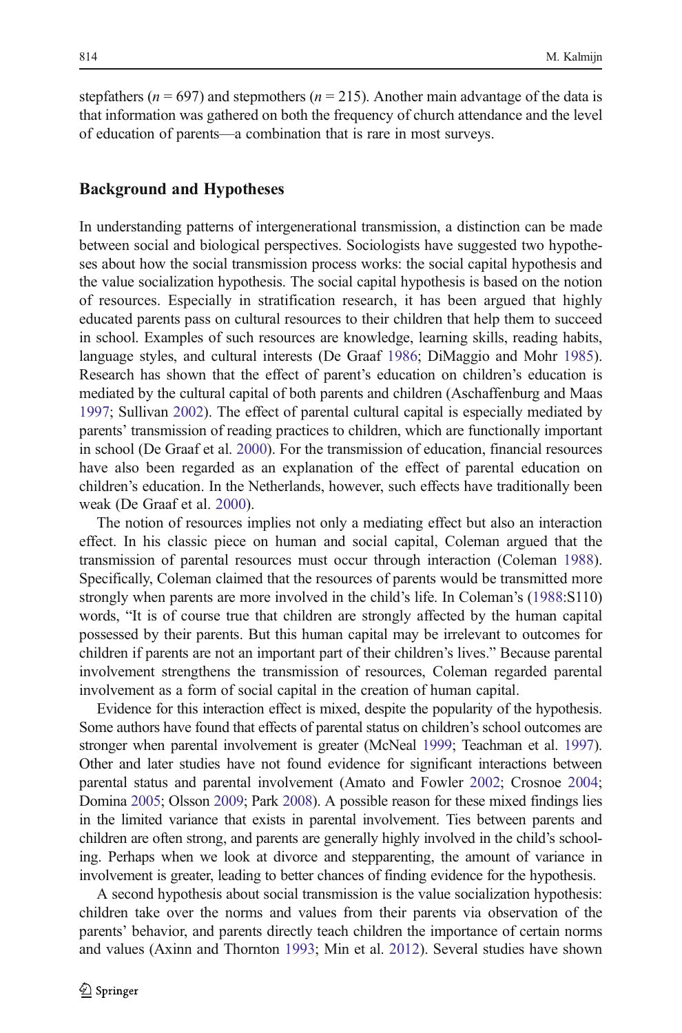stepfathers ($n = 697$) and stepmothers ($n = 215$). Another main advantage of the data is that information was gathered on both the frequency of church attendance and the level of education of parents—a combination that is rare in most surveys.

## Background and Hypotheses

In understanding patterns of intergenerational transmission, a distinction can be made between social and biological perspectives. Sociologists have suggested two hypotheses about how the social transmission process works: the social capital hypothesis and the value socialization hypothesis. The social capital hypothesis is based on the notion of resources. Especially in stratification research, it has been argued that highly educated parents pass on cultural resources to their children that help them to succeed in school. Examples of such resources are knowledge, learning skills, reading habits, language styles, and cultural interests (De Graaf 1986; DiMaggio and Mohr 1985). Research has shown that the effect of parent's education on children's education is mediated by the cultural capital of both parents and children (Aschaffenburg and Maas 1997; Sullivan 2002). The effect of parental cultural capital is especially mediated by parents' transmission of reading practices to children, which are functionally important in school (De Graaf et al. 2000). For the transmission of education, financial resources have also been regarded as an explanation of the effect of parental education on children's education. In the Netherlands, however, such effects have traditionally been weak (De Graaf et al. 2000).

The notion of resources implies not only a mediating effect but also an interaction effect. In his classic piece on human and social capital, Coleman argued that the transmission of parental resources must occur through interaction (Coleman 1988). Specifically, Coleman claimed that the resources of parents would be transmitted more strongly when parents are more involved in the child's life. In Coleman's (1988:S110) words, "It is of course true that children are strongly affected by the human capital possessed by their parents. But this human capital may be irrelevant to outcomes for children if parents are not an important part of their children's lives." Because parental involvement strengthens the transmission of resources, Coleman regarded parental involvement as a form of social capital in the creation of human capital.

Evidence for this interaction effect is mixed, despite the popularity of the hypothesis. Some authors have found that effects of parental status on children's school outcomes are stronger when parental involvement is greater (McNeal 1999; Teachman et al. 1997). Other and later studies have not found evidence for significant interactions between parental status and parental involvement (Amato and Fowler 2002; Crosnoe 2004; Domina 2005; Olsson 2009; Park 2008). A possible reason for these mixed findings lies in the limited variance that exists in parental involvement. Ties between parents and children are often strong, and parents are generally highly involved in the child's schooling. Perhaps when we look at divorce and stepparenting, the amount of variance in involvement is greater, leading to better chances of finding evidence for the hypothesis.

A second hypothesis about social transmission is the value socialization hypothesis: children take over the norms and values from their parents via observation of the parents' behavior, and parents directly teach children the importance of certain norms and values (Axinn and Thornton 1993; Min et al. 2012). Several studies have shown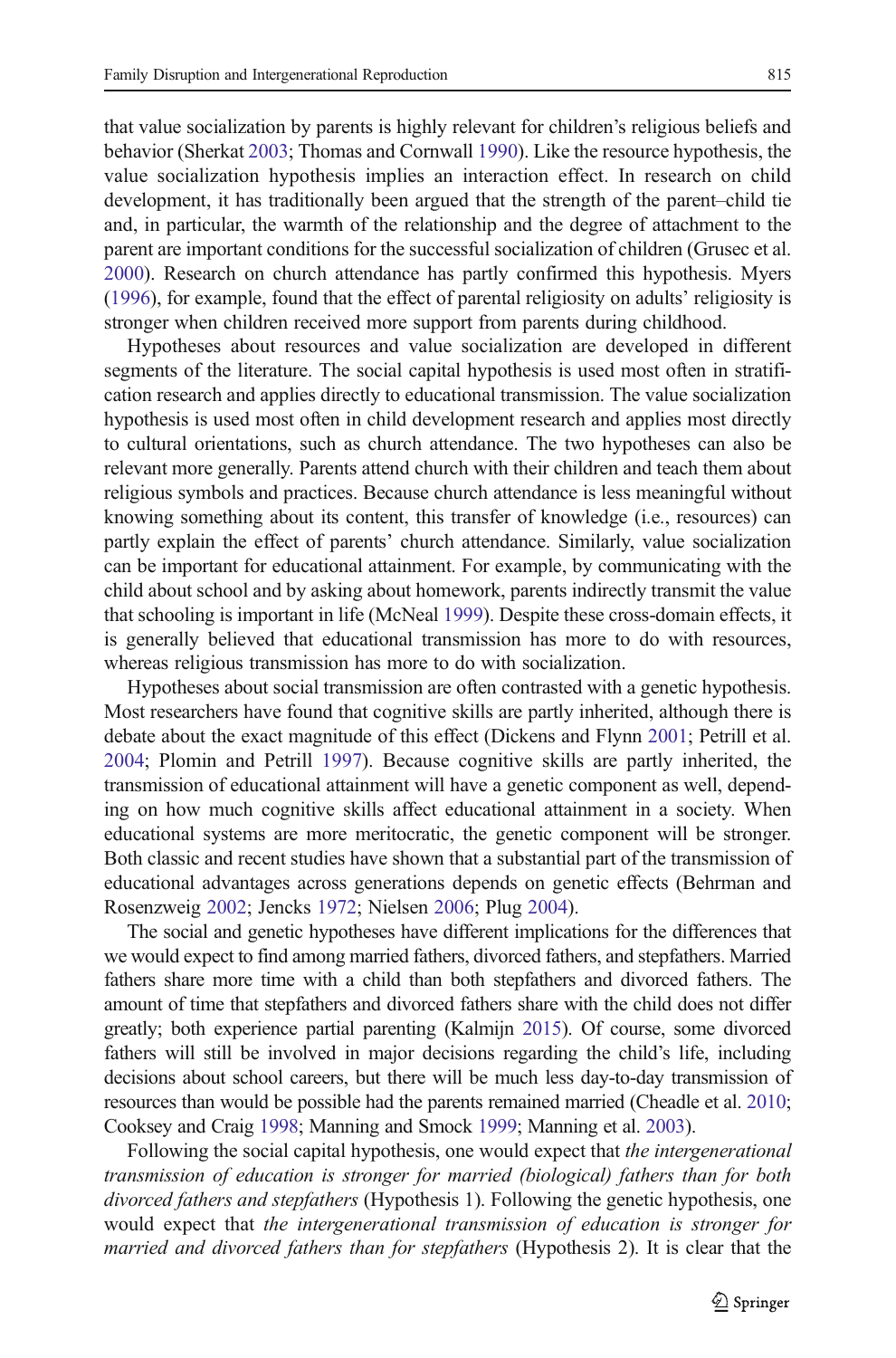that value socialization by parents is highly relevant for children's religious beliefs and behavior (Sherkat 2003; Thomas and Cornwall 1990). Like the resource hypothesis, the value socialization hypothesis implies an interaction effect. In research on child development, it has traditionally been argued that the strength of the parent–child tie and, in particular, the warmth of the relationship and the degree of attachment to the parent are important conditions for the successful socialization of children (Grusec et al. 2000). Research on church attendance has partly confirmed this hypothesis. Myers (1996), for example, found that the effect of parental religiosity on adults' religiosity is stronger when children received more support from parents during childhood.

Hypotheses about resources and value socialization are developed in different segments of the literature. The social capital hypothesis is used most often in stratification research and applies directly to educational transmission. The value socialization hypothesis is used most often in child development research and applies most directly to cultural orientations, such as church attendance. The two hypotheses can also be relevant more generally. Parents attend church with their children and teach them about religious symbols and practices. Because church attendance is less meaningful without knowing something about its content, this transfer of knowledge (i.e., resources) can partly explain the effect of parents' church attendance. Similarly, value socialization can be important for educational attainment. For example, by communicating with the child about school and by asking about homework, parents indirectly transmit the value that schooling is important in life (McNeal 1999). Despite these cross-domain effects, it is generally believed that educational transmission has more to do with resources, whereas religious transmission has more to do with socialization.

Hypotheses about social transmission are often contrasted with a genetic hypothesis. Most researchers have found that cognitive skills are partly inherited, although there is debate about the exact magnitude of this effect (Dickens and Flynn 2001; Petrill et al. 2004; Plomin and Petrill 1997). Because cognitive skills are partly inherited, the transmission of educational attainment will have a genetic component as well, depending on how much cognitive skills affect educational attainment in a society. When educational systems are more meritocratic, the genetic component will be stronger. Both classic and recent studies have shown that a substantial part of the transmission of educational advantages across generations depends on genetic effects (Behrman and Rosenzweig 2002; Jencks 1972; Nielsen 2006; Plug 2004).

The social and genetic hypotheses have different implications for the differences that we would expect to find among married fathers, divorced fathers, and stepfathers. Married fathers share more time with a child than both stepfathers and divorced fathers. The amount of time that stepfathers and divorced fathers share with the child does not differ greatly; both experience partial parenting (Kalmijn 2015). Of course, some divorced fathers will still be involved in major decisions regarding the child's life, including decisions about school careers, but there will be much less day-to-day transmission of resources than would be possible had the parents remained married (Cheadle et al. 2010; Cooksey and Craig 1998; Manning and Smock 1999; Manning et al. 2003).

Following the social capital hypothesis, one would expect that *the intergenerational transmission of education is stronger for married (biological) fathers than for both divorced fathers and stepfathers* (Hypothesis 1). Following the genetic hypothesis, one would expect that *the intergenerational transmission of education is stronger for married and divorced fathers than for stepfathers* (Hypothesis 2). It is clear that the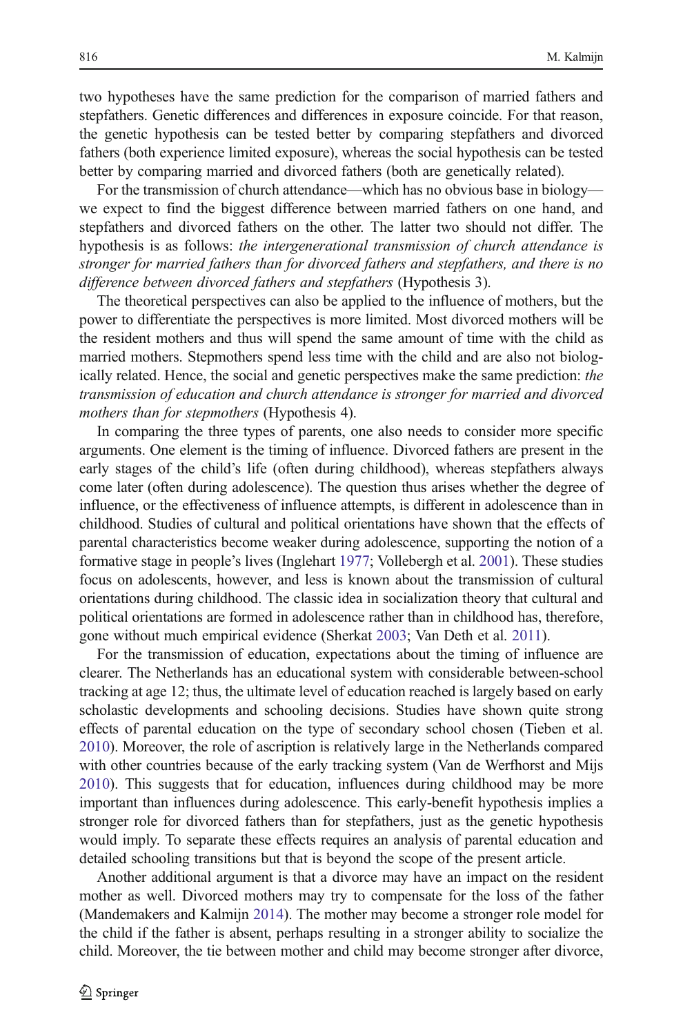two hypotheses have the same prediction for the comparison of married fathers and stepfathers. Genetic differences and differences in exposure coincide. For that reason, the genetic hypothesis can be tested better by comparing stepfathers and divorced fathers (both experience limited exposure), whereas the social hypothesis can be tested better by comparing married and divorced fathers (both are genetically related).

For the transmission of church attendance—which has no obvious base in biology—we expect to find the biggest difference between married fathers on one hand, and stepfathers and divorced fathers on the other. The latter two should not differ. The hypothesis is as follows: *the intergenerational transmission of church attendance is stronger for married fathers than for divorced fathers and stepfathers, and there is no difference between divorced fathers and stepfathers* (Hypothesis 3).

The theoretical perspectives can also be applied to the influence of mothers, but the power to differentiate the perspectives is more limited. Most divorced mothers will be the resident mothers and thus will spend the same amount of time with the child as married mothers. Stepmothers spend less time with the child and are also not biologically related. Hence, the social and genetic perspectives make the same prediction: *the transmission of education and church attendance is stronger for married and divorced mothers than for stepmothers* (Hypothesis 4).

In comparing the three types of parents, one also needs to consider more specific arguments. One element is the timing of influence. Divorced fathers are present in the early stages of the child's life (often during childhood), whereas stepfathers always come later (often during adolescence). The question thus arises whether the degree of influence, or the effectiveness of influence attempts, is different in adolescence than in childhood. Studies of cultural and political orientations have shown that the effects of parental characteristics become weaker during adolescence, supporting the notion of a formative stage in people's lives (Inglehart 1977; Vollebergh et al. 2001). These studies focus on adolescents, however, and less is known about the transmission of cultural orientations during childhood. The classic idea in socialization theory that cultural and political orientations are formed in adolescence rather than in childhood has, therefore, gone without much empirical evidence (Sherkat 2003; Van Deth et al. 2011).

For the transmission of education, expectations about the timing of influence are clearer. The Netherlands has an educational system with considerable between-school tracking at age 12; thus, the ultimate level of education reached is largely based on early scholastic developments and schooling decisions. Studies have shown quite strong effects of parental education on the type of secondary school chosen (Tieben et al. 2010). Moreover, the role of ascription is relatively large in the Netherlands compared with other countries because of the early tracking system (Van de Werfhorst and Mijs 2010). This suggests that for education, influences during childhood may be more important than influences during adolescence. This early-benefit hypothesis implies a stronger role for divorced fathers than for stepfathers, just as the genetic hypothesis would imply. To separate these effects requires an analysis of parental education and detailed schooling transitions but that is beyond the scope of the present article.

Another additional argument is that a divorce may have an impact on the resident mother as well. Divorced mothers may try to compensate for the loss of the father (Mandemakers and Kalmijn 2014). The mother may become a stronger role model for the child if the father is absent, perhaps resulting in a stronger ability to socialize the child. Moreover, the tie between mother and child may become stronger after divorce,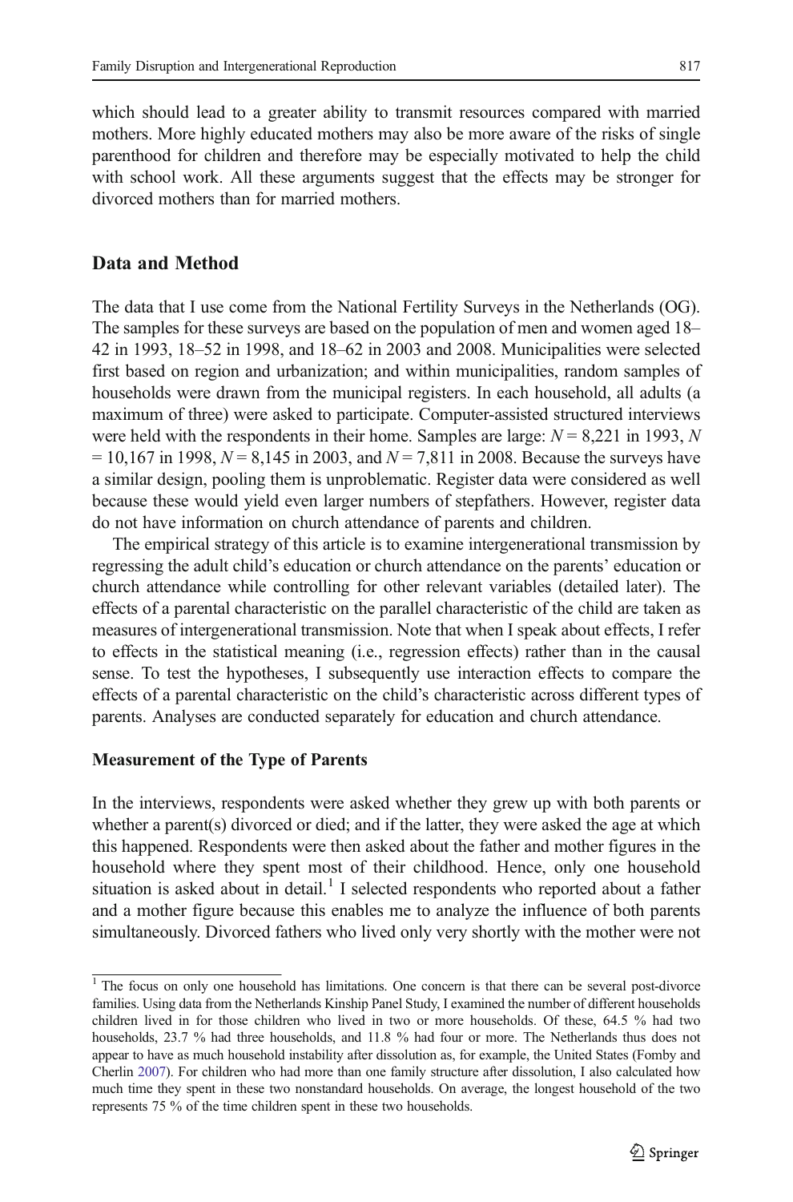which should lead to a greater ability to transmit resources compared with married mothers. More highly educated mothers may also be more aware of the risks of single parenthood for children and therefore may be especially motivated to help the child with school work. All these arguments suggest that the effects may be stronger for divorced mothers than for married mothers.

## Data and Method

The data that I use come from the National Fertility Surveys in the Netherlands (OG). The samples for these surveys are based on the population of men and women aged 18–42 in 1993, 18–52 in 1998, and 18–62 in 2003 and 2008. Municipalities were selected first based on region and urbanization; and within municipalities, random samples of households were drawn from the municipal registers. In each household, all adults (a maximum of three) were asked to participate. Computer-assisted structured interviews were held with the respondents in their home. Samples are large: $N = 8{,}221$ in 1993, $N = 10{,}167$ in 1998, $N = 8{,}145$ in 2003, and $N = 7{,}811$ in 2008. Because the surveys have a similar design, pooling them is unproblematic. Register data were considered as well because these would yield even larger numbers of stepfathers. However, register data do not have information on church attendance of parents and children.

The empirical strategy of this article is to examine intergenerational transmission by regressing the adult child's education or church attendance on the parents' education or church attendance while controlling for other relevant variables (detailed later). The effects of a parental characteristic on the parallel characteristic of the child are taken as measures of intergenerational transmission. Note that when I speak about effects, I refer to effects in the statistical meaning (i.e., regression effects) rather than in the causal sense. To test the hypotheses, I subsequently use interaction effects to compare the effects of a parental characteristic on the child's characteristic across different types of parents. Analyses are conducted separately for education and church attendance.

### Measurement of the Type of Parents

In the interviews, respondents were asked whether they grew up with both parents or whether a parent(s) divorced or died; and if the latter, they were asked the age at which this happened. Respondents were then asked about the father and mother figures in the household where they spent most of their childhood. Hence, only one household situation is asked about in detail.[1] I selected respondents who reported about a father and a mother figure because this enables me to analyze the influence of both parents simultaneously. Divorced fathers who lived only very shortly with the mother were not

[1] The focus on only one household has limitations. One concern is that there can be several post-divorce families. Using data from the Netherlands Kinship Panel Study, I examined the number of different households children lived in for those children who lived in two or more households. Of these, 64.5 % had two households, 23.7 % had three households, and 11.8 % had four or more. The Netherlands thus does not appear to have as much household instability after dissolution as, for example, the United States (Fomby and Cherlin 2007). For children who had more than one family structure after dissolution, I also calculated how much time they spent in these two nonstandard households. On average, the longest household of the two represents 75 % of the time children spent in these two households.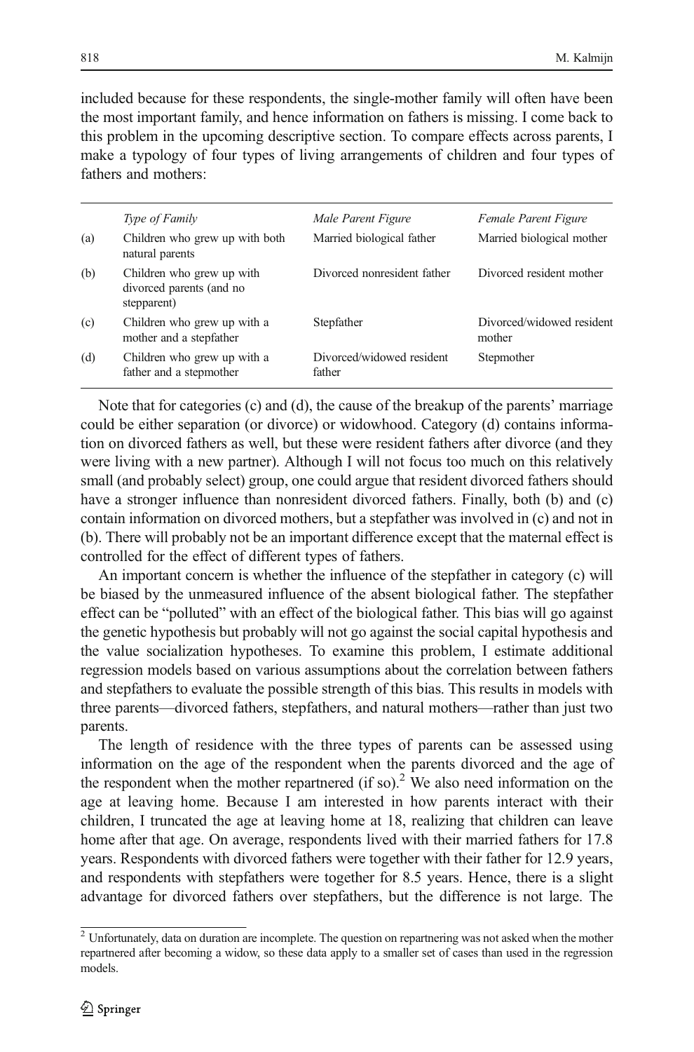included because for these respondents, the single-mother family will often have been the most important family, and hence information on fathers is missing. I come back to this problem in the upcoming descriptive section. To compare effects across parents, I make a typology of four types of living arrangements of children and four types of fathers and mothers:

| | *Type of Family* | *Male Parent Figure* | *Female Parent Figure* |
|---|---|---|---|
| (a) | Children who grew up with both natural parents | Married biological father | Married biological mother |
| (b) | Children who grew up with divorced parents (and no stepparent) | Divorced nonresident father | Divorced resident mother |
| (c) | Children who grew up with a mother and a stepfather | Stepfather | Divorced/widowed resident mother |
| (d) | Children who grew up with a father and a stepmother | Divorced/widowed resident father | Stepmother |

Note that for categories (c) and (d), the cause of the breakup of the parents' marriage could be either separation (or divorce) or widowhood. Category (d) contains information on divorced fathers as well, but these were resident fathers after divorce (and they were living with a new partner). Although I will not focus too much on this relatively small (and probably select) group, one could argue that resident divorced fathers should have a stronger influence than nonresident divorced fathers. Finally, both (b) and (c) contain information on divorced mothers, but a stepfather was involved in (c) and not in (b). There will probably not be an important difference except that the maternal effect is controlled for the effect of different types of fathers.

An important concern is whether the influence of the stepfather in category (c) will be biased by the unmeasured influence of the absent biological father. The stepfather effect can be "polluted" with an effect of the biological father. This bias will go against the genetic hypothesis but probably will not go against the social capital hypothesis and the value socialization hypotheses. To examine this problem, I estimate additional regression models based on various assumptions about the correlation between fathers and stepfathers to evaluate the possible strength of this bias. This results in models with three parents—divorced fathers, stepfathers, and natural mothers—rather than just two parents.

The length of residence with the three types of parents can be assessed using information on the age of the respondent when the parents divorced and the age of the respondent when the mother repartnered (if so).[2] We also need information on the age at leaving home. Because I am interested in how parents interact with their children, I truncated the age at leaving home at 18, realizing that children can leave home after that age. On average, respondents lived with their married fathers for 17.8 years. Respondents with divorced fathers were together with their father for 12.9 years, and respondents with stepfathers were together for 8.5 years. Hence, there is a slight advantage for divorced fathers over stepfathers, but the difference is not large. The

[2] Unfortunately, data on duration are incomplete. The question on repartnering was not asked when the mother repartnered after becoming a widow, so these data apply to a smaller set of cases than used in the regression models.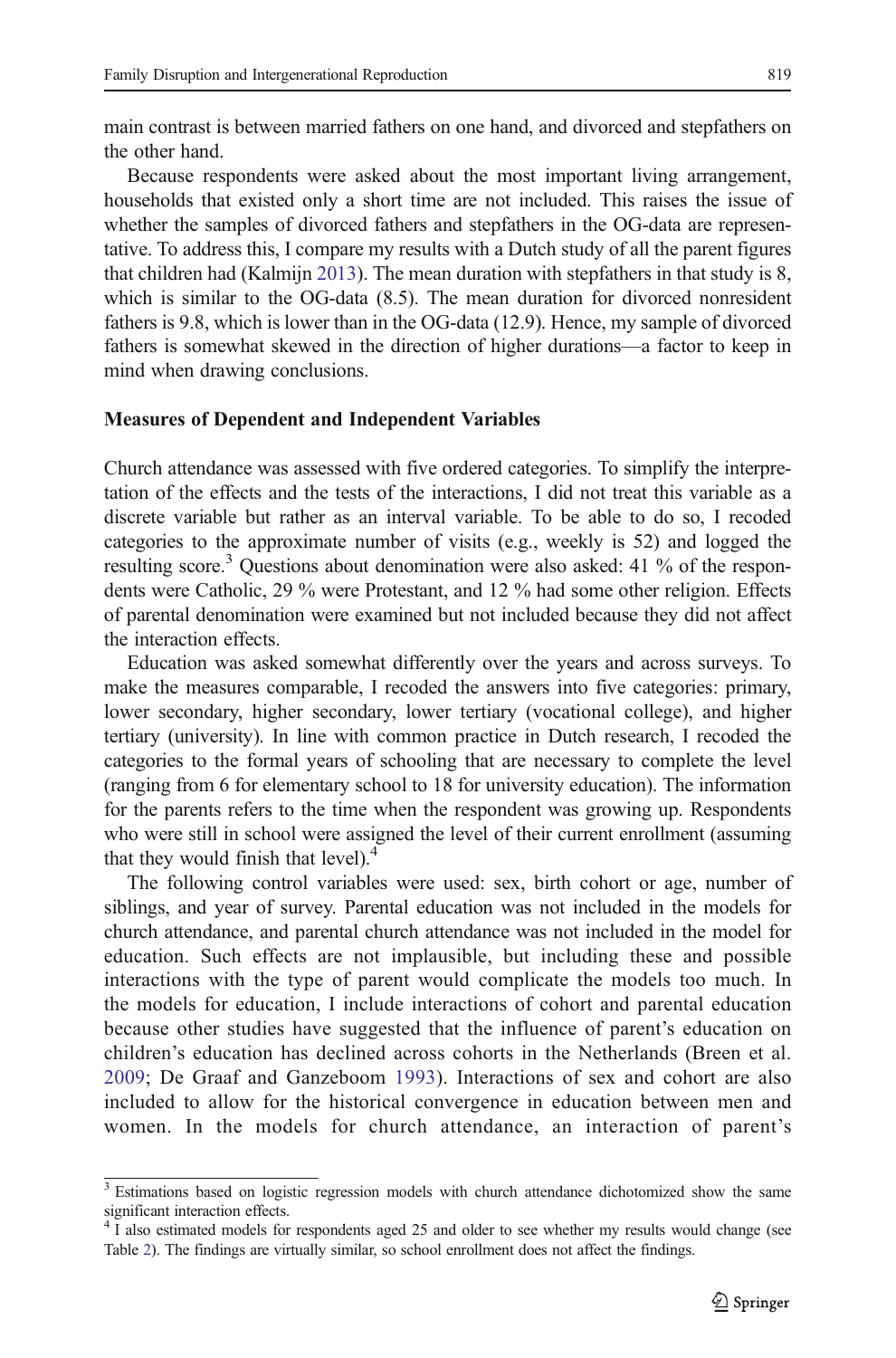main contrast is between married fathers on one hand, and divorced and stepfathers on the other hand.

Because respondents were asked about the most important living arrangement, households that existed only a short time are not included. This raises the issue of whether the samples of divorced fathers and stepfathers in the OG-data are representative. To address this, I compare my results with a Dutch study of all the parent figures that children had (Kalmijn 2013). The mean duration with stepfathers in that study is 8, which is similar to the OG-data (8.5). The mean duration for divorced nonresident fathers is 9.8, which is lower than in the OG-data (12.9). Hence, my sample of divorced fathers is somewhat skewed in the direction of higher durations—a factor to keep in mind when drawing conclusions.

### Measures of Dependent and Independent Variables

Church attendance was assessed with five ordered categories. To simplify the interpretation of the effects and the tests of the interactions, I did not treat this variable as a discrete variable but rather as an interval variable. To be able to do so, I recoded categories to the approximate number of visits (e.g., weekly is 52) and logged the resulting score.[3] Questions about denomination were also asked: 41 % of the respondents were Catholic, 29 % were Protestant, and 12 % had some other religion. Effects of parental denomination were examined but not included because they did not affect the interaction effects.

Education was asked somewhat differently over the years and across surveys. To make the measures comparable, I recoded the answers into five categories: primary, lower secondary, higher secondary, lower tertiary (vocational college), and higher tertiary (university). In line with common practice in Dutch research, I recoded the categories to the formal years of schooling that are necessary to complete the level (ranging from 6 for elementary school to 18 for university education). The information for the parents refers to the time when the respondent was growing up. Respondents who were still in school were assigned the level of their current enrollment (assuming that they would finish that level).[4]

The following control variables were used: sex, birth cohort or age, number of siblings, and year of survey. Parental education was not included in the models for church attendance, and parental church attendance was not included in the model for education. Such effects are not implausible, but including these and possible interactions with the type of parent would complicate the models too much. In the models for education, I include interactions of cohort and parental education because other studies have suggested that the influence of parent's education on children's education has declined across cohorts in the Netherlands (Breen et al. 2009; De Graaf and Ganzeboom 1993). Interactions of sex and cohort are also included to allow for the historical convergence in education between men and women. In the models for church attendance, an interaction of parent's

---

[3] Estimations based on logistic regression models with church attendance dichotomized show the same significant interaction effects.

[4] I also estimated models for respondents aged 25 and older to see whether my results would change (see Table 2). The findings are virtually similar, so school enrollment does not affect the findings.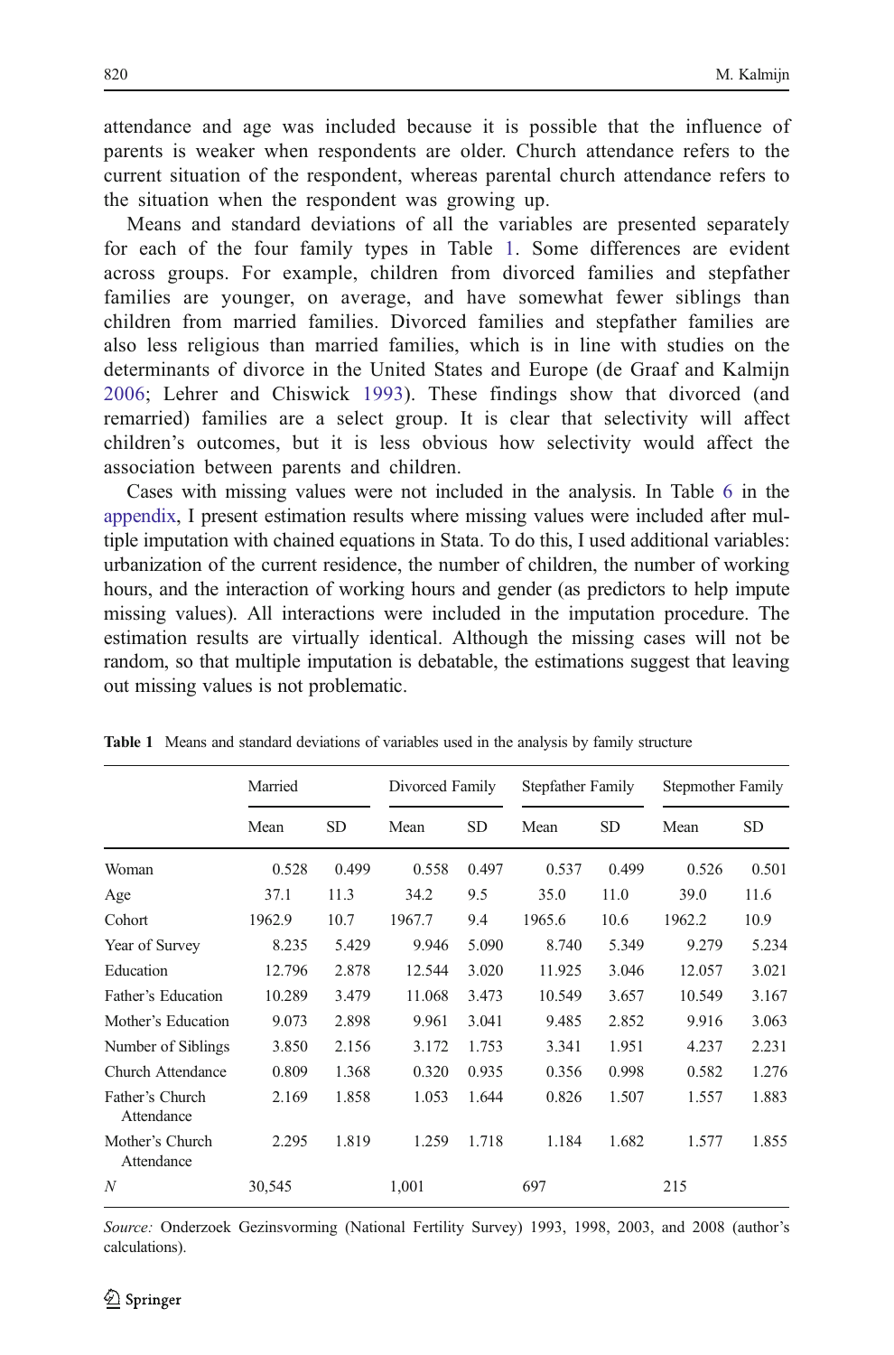attendance and age was included because it is possible that the influence of parents is weaker when respondents are older. Church attendance refers to the current situation of the respondent, whereas parental church attendance refers to the situation when the respondent was growing up.

Means and standard deviations of all the variables are presented separately for each of the four family types in Table 1. Some differences are evident across groups. For example, children from divorced families and stepfather families are younger, on average, and have somewhat fewer siblings than children from married families. Divorced families and stepfather families are also less religious than married families, which is in line with studies on the determinants of divorce in the United States and Europe (de Graaf and Kalmijn 2006; Lehrer and Chiswick 1993). These findings show that divorced (and remarried) families are a select group. It is clear that selectivity will affect children's outcomes, but it is less obvious how selectivity would affect the association between parents and children.

Cases with missing values were not included in the analysis. In Table 6 in the appendix, I present estimation results where missing values were included after multiple imputation with chained equations in Stata. To do this, I used additional variables: urbanization of the current residence, the number of children, the number of working hours, and the interaction of working hours and gender (as predictors to help impute missing values). All interactions were included in the imputation procedure. The estimation results are virtually identical. Although the missing cases will not be random, so that multiple imputation is debatable, the estimations suggest that leaving out missing values is not problematic.

**Table 1** Means and standard deviations of variables used in the analysis by family structure

| | Married | | Divorced Family | | Stepfather Family | | Stepmother Family | |
|---|---|---|---|---|---|---|---|---|
| | Mean | SD | Mean | SD | Mean | SD | Mean | SD |
| Woman | 0.528 | 0.499 | 0.558 | 0.497 | 0.537 | 0.499 | 0.526 | 0.501 |
| Age | 37.1 | 11.3 | 34.2 | 9.5 | 35.0 | 11.0 | 39.0 | 11.6 |
| Cohort | 1962.9 | 10.7 | 1967.7 | 9.4 | 1965.6 | 10.6 | 1962.2 | 10.9 |
| Year of Survey | 8.235 | 5.429 | 9.946 | 5.090 | 8.740 | 5.349 | 9.279 | 5.234 |
| Education | 12.796 | 2.878 | 12.544 | 3.020 | 11.925 | 3.046 | 12.057 | 3.021 |
| Father's Education | 10.289 | 3.479 | 11.068 | 3.473 | 10.549 | 3.657 | 10.549 | 3.167 |
| Mother's Education | 9.073 | 2.898 | 9.961 | 3.041 | 9.485 | 2.852 | 9.916 | 3.063 |
| Number of Siblings | 3.850 | 2.156 | 3.172 | 1.753 | 3.341 | 1.951 | 4.237 | 2.231 |
| Church Attendance | 0.809 | 1.368 | 0.320 | 0.935 | 0.356 | 0.998 | 0.582 | 1.276 |
| Father's Church Attendance | 2.169 | 1.858 | 1.053 | 1.644 | 0.826 | 1.507 | 1.557 | 1.883 |
| Mother's Church Attendance | 2.295 | 1.819 | 1.259 | 1.718 | 1.184 | 1.682 | 1.577 | 1.855 |
| *N* | 30,545 | | 1,001 | | 697 | | 215 | |

*Source:* Onderzoek Gezinsvorming (National Fertility Survey) 1993, 1998, 2003, and 2008 (author's calculations).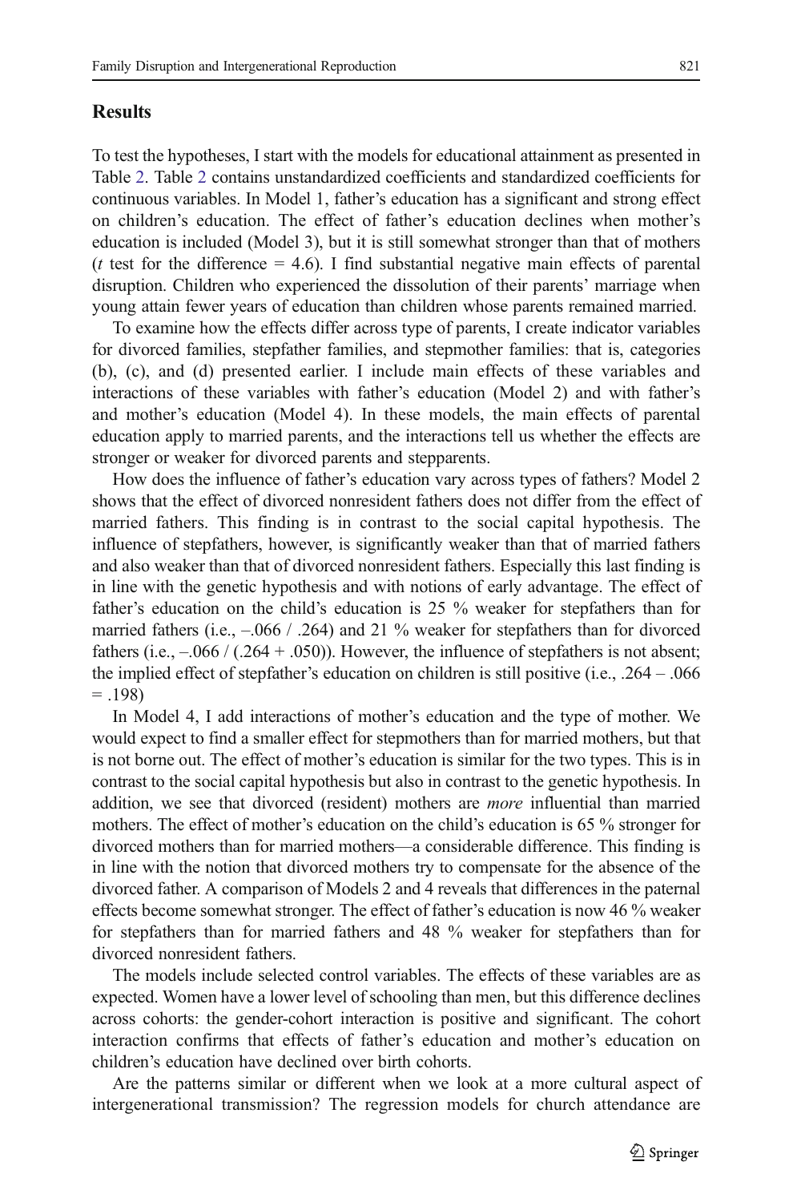## Results

To test the hypotheses, I start with the models for educational attainment as presented in Table 2. Table 2 contains unstandardized coefficients and standardized coefficients for continuous variables. In Model 1, father's education has a significant and strong effect on children's education. The effect of father's education declines when mother's education is included (Model 3), but it is still somewhat stronger than that of mothers (*t* test for the difference = 4.6). I find substantial negative main effects of parental disruption. Children who experienced the dissolution of their parents' marriage when young attain fewer years of education than children whose parents remained married.

To examine how the effects differ across type of parents, I create indicator variables for divorced families, stepfather families, and stepmother families: that is, categories (b), (c), and (d) presented earlier. I include main effects of these variables and interactions of these variables with father's education (Model 2) and with father's and mother's education (Model 4). In these models, the main effects of parental education apply to married parents, and the interactions tell us whether the effects are stronger or weaker for divorced parents and stepparents.

How does the influence of father's education vary across types of fathers? Model 2 shows that the effect of divorced nonresident fathers does not differ from the effect of married fathers. This finding is in contrast to the social capital hypothesis. The influence of stepfathers, however, is significantly weaker than that of married fathers and also weaker than that of divorced nonresident fathers. Especially this last finding is in line with the genetic hypothesis and with notions of early advantage. The effect of father's education on the child's education is 25 % weaker for stepfathers than for married fathers (i.e., –.066 / .264) and 21 % weaker for stepfathers than for divorced fathers (i.e., –.066 / (.264 + .050)). However, the influence of stepfathers is not absent; the implied effect of stepfather's education on children is still positive (i.e., .264 – .066 = .198)

In Model 4, I add interactions of mother's education and the type of mother. We would expect to find a smaller effect for stepmothers than for married mothers, but that is not borne out. The effect of mother's education is similar for the two types. This is in contrast to the social capital hypothesis but also in contrast to the genetic hypothesis. In addition, we see that divorced (resident) mothers are *more* influential than married mothers. The effect of mother's education on the child's education is 65 % stronger for divorced mothers than for married mothers—a considerable difference. This finding is in line with the notion that divorced mothers try to compensate for the absence of the divorced father. A comparison of Models 2 and 4 reveals that differences in the paternal effects become somewhat stronger. The effect of father's education is now 46 % weaker for stepfathers than for married fathers and 48 % weaker for stepfathers than for divorced nonresident fathers.

The models include selected control variables. The effects of these variables are as expected. Women have a lower level of schooling than men, but this difference declines across cohorts: the gender-cohort interaction is positive and significant. The cohort interaction confirms that effects of father's education and mother's education on children's education have declined over birth cohorts.

Are the patterns similar or different when we look at a more cultural aspect of intergenerational transmission? The regression models for church attendance are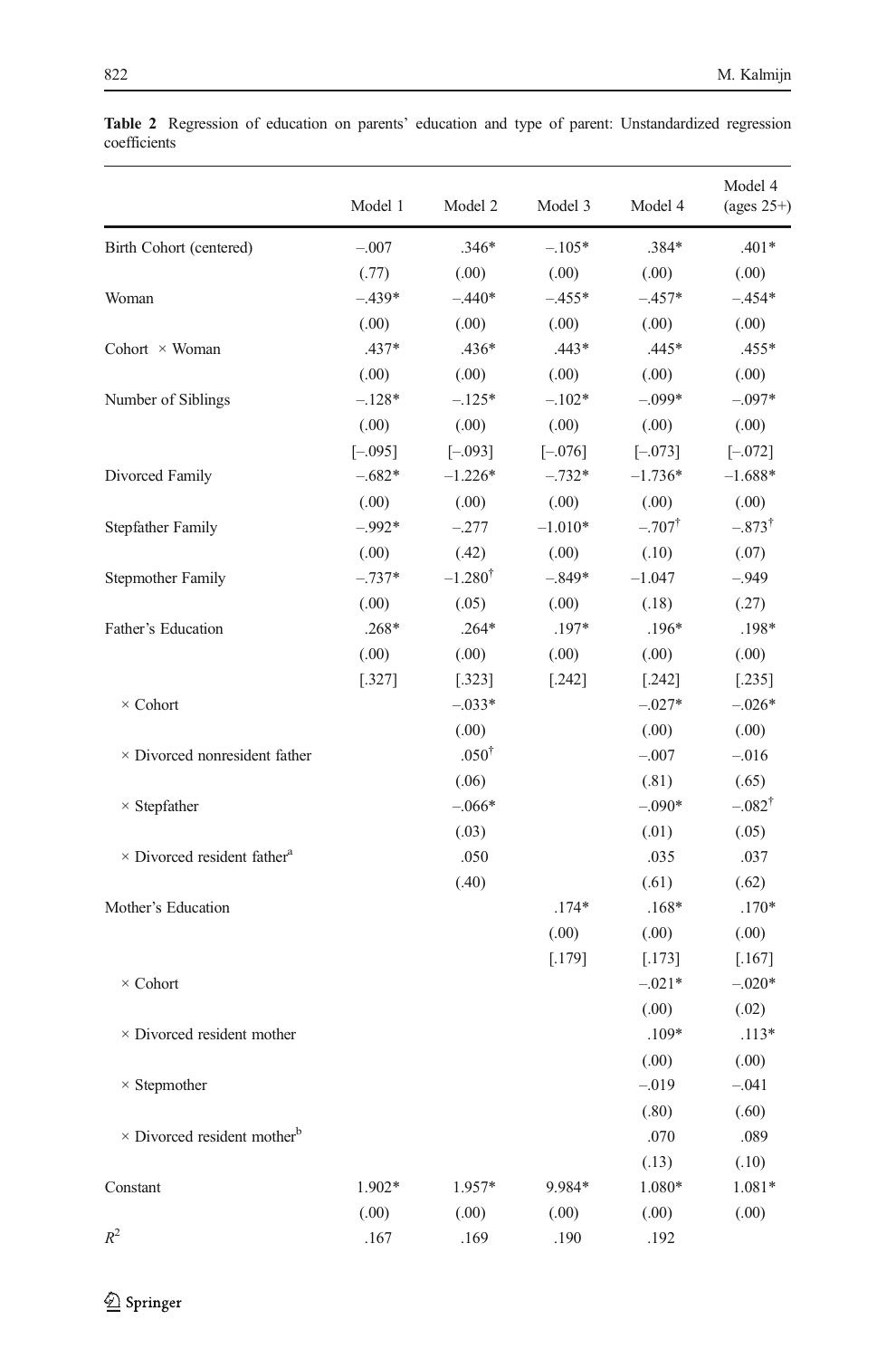**Table 2** Regression of education on parents' education and type of parent: Unstandardized regression coefficients

| | Model 1 | Model 2 | Model 3 | Model 4 | Model 4 (ages 25+) |
|---|---|---|---|---|---|
| Birth Cohort (centered) | –.007 | .346* | –.105* | .384* | .401* |
| | (.77) | (.00) | (.00) | (.00) | (.00) |
| Woman | –.439* | –.440* | –.455* | –.457* | –.454* |
| | (.00) | (.00) | (.00) | (.00) | (.00) |
| Cohort × Woman | .437* | .436* | .443* | .445* | .455* |
| | (.00) | (.00) | (.00) | (.00) | (.00) |
| Number of Siblings | –.128* | –.125* | –.102* | –.099* | –.097* |
| | (.00) | (.00) | (.00) | (.00) | (.00) |
| | [–.095] | [–.093] | [–.076] | [–.073] | [–.072] |
| Divorced Family | –.682* | –1.226* | –.732* | –1.736* | –1.688* |
| | (.00) | (.00) | (.00) | (.00) | (.00) |
| Stepfather Family | –.992* | –.277 | –1.010* | –.707† | –.873† |
| | (.00) | (.42) | (.00) | (.10) | (.07) |
| Stepmother Family | –.737* | –1.280† | –.849* | –1.047 | –.949 |
| | (.00) | (.05) | (.00) | (.18) | (.27) |
| Father's Education | .268* | .264* | .197* | .196* | .198* |
| | (.00) | (.00) | (.00) | (.00) | (.00) |
| | [.327] | [.323] | [.242] | [.242] | [.235] |
| × Cohort | | –.033* | | –.027* | –.026* |
| | | (.00) | | (.00) | (.00) |
| × Divorced nonresident father | | .050† | | –.007 | –.016 |
| | | (.06) | | (.81) | (.65) |
| × Stepfather | | –.066* | | –.090* | –.082† |
| | | (.03) | | (.01) | (.05) |
| × Divorced resident father[a] | | .050 | | .035 | .037 |
| | | (.40) | | (.61) | (.62) |
| Mother's Education | | | .174* | .168* | .170* |
| | | | (.00) | (.00) | (.00) |
| | | | [.179] | [.173] | [.167] |
| × Cohort | | | | –.021* | –.020* |
| | | | | (.00) | (.02) |
| × Divorced resident mother | | | | .109* | .113* |
| | | | | (.00) | (.00) |
| × Stepmother | | | | –.019 | –.041 |
| | | | | (.80) | (.60) |
| × Divorced resident mother[b] | | | | .070 | .089 |
| | | | | (.13) | (.10) |
| Constant | 1.902* | 1.957* | 9.984* | 1.080* | 1.081* |
| | (.00) | (.00) | (.00) | (.00) | (.00) |
| $R^2$ | .167 | .169 | .190 | .192 | |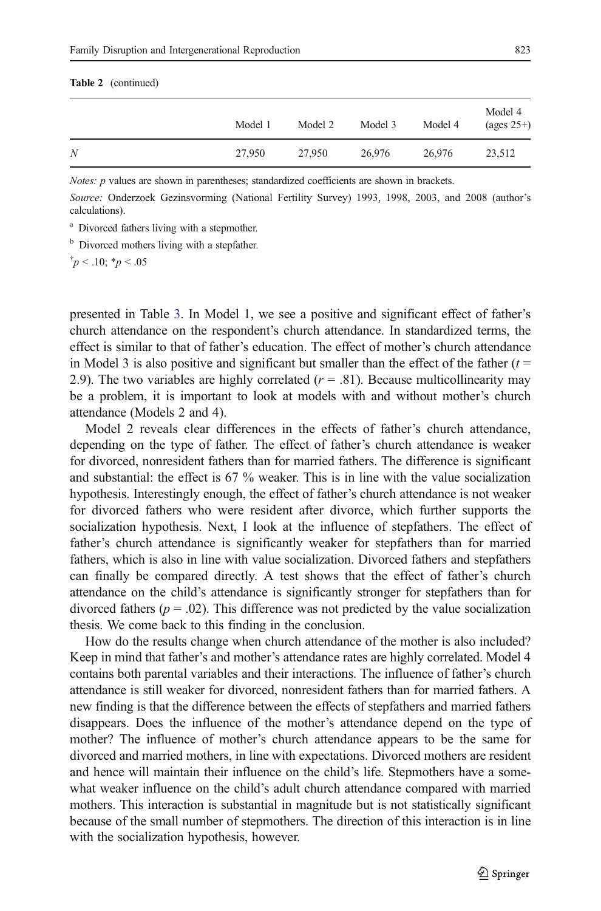**Table 2** (continued)

| | Model 1 | Model 2 | Model 3 | Model 4 | Model 4 (ages 25+) |
|---|---|---|---|---|---|
| *N* | 27,950 | 27,950 | 26,976 | 26,976 | 23,512 |

*Notes: p* values are shown in parentheses; standardized coefficients are shown in brackets.

*Source:* Onderzoek Gezinsvorming (National Fertility Survey) 1993, 1998, 2003, and 2008 (author's calculations).

[a] Divorced fathers living with a stepmother.

[b] Divorced mothers living with a stepfather.

[†]$p < .10$; *$p < .05$

presented in Table 3. In Model 1, we see a positive and significant effect of father's church attendance on the respondent's church attendance. In standardized terms, the effect is similar to that of father's education. The effect of mother's church attendance in Model 3 is also positive and significant but smaller than the effect of the father ($t$ = 2.9). The two variables are highly correlated ($r$ = .81). Because multicollinearity may be a problem, it is important to look at models with and without mother's church attendance (Models 2 and 4).

Model 2 reveals clear differences in the effects of father's church attendance, depending on the type of father. The effect of father's church attendance is weaker for divorced, nonresident fathers than for married fathers. The difference is significant and substantial: the effect is 67 % weaker. This is in line with the value socialization hypothesis. Interestingly enough, the effect of father's church attendance is not weaker for divorced fathers who were resident after divorce, which further supports the socialization hypothesis. Next, I look at the influence of stepfathers. The effect of father's church attendance is significantly weaker for stepfathers than for married fathers, which is also in line with value socialization. Divorced fathers and stepfathers can finally be compared directly. A test shows that the effect of father's church attendance on the child's attendance is significantly stronger for stepfathers than for divorced fathers ($p$ = .02). This difference was not predicted by the value socialization thesis. We come back to this finding in the conclusion.

How do the results change when church attendance of the mother is also included? Keep in mind that father's and mother's attendance rates are highly correlated. Model 4 contains both parental variables and their interactions. The influence of father's church attendance is still weaker for divorced, nonresident fathers than for married fathers. A new finding is that the difference between the effects of stepfathers and married fathers disappears. Does the influence of the mother's attendance depend on the type of mother? The influence of mother's church attendance appears to be the same for divorced and married mothers, in line with expectations. Divorced mothers are resident and hence will maintain their influence on the child's life. Stepmothers have a somewhat weaker influence on the child's adult church attendance compared with married mothers. This interaction is substantial in magnitude but is not statistically significant because of the small number of stepmothers. The direction of this interaction is in line with the socialization hypothesis, however.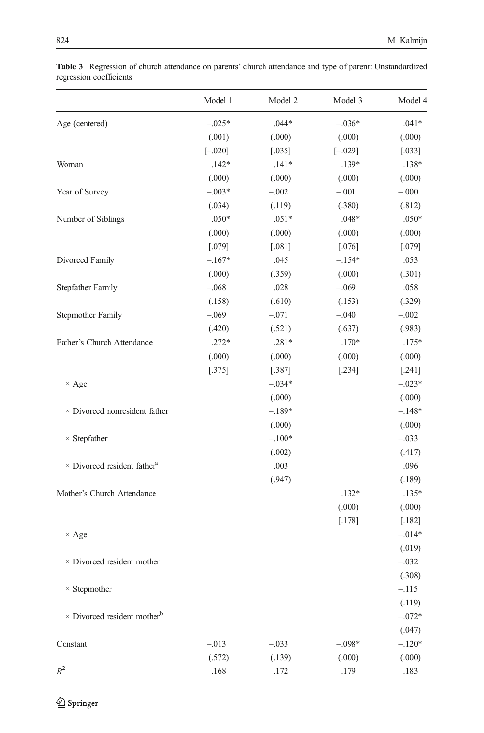**Table 3** Regression of church attendance on parents' church attendance and type of parent: Unstandardized regression coefficients

| | Model 1 | Model 2 | Model 3 | Model 4 |
|---|---|---|---|---|
| Age (centered) | –.025* | .044* | –.036* | .041* |
| | (.001) | (.000) | (.000) | (.000) |
| | [–.020] | [.035] | [–.029] | [.033] |
| Woman | .142* | .141* | .139* | .138* |
| | (.000) | (.000) | (.000) | (.000) |
| Year of Survey | –.003* | –.002 | –.001 | –.000 |
| | (.034) | (.119) | (.380) | (.812) |
| Number of Siblings | .050* | .051* | .048* | .050* |
| | (.000) | (.000) | (.000) | (.000) |
| | [.079] | [.081] | [.076] | [.079] |
| Divorced Family | –.167* | .045 | –.154* | .053 |
| | (.000) | (.359) | (.000) | (.301) |
| Stepfather Family | –.068 | .028 | –.069 | .058 |
| | (.158) | (.610) | (.153) | (.329) |
| Stepmother Family | –.069 | –.071 | –.040 | –.002 |
| | (.420) | (.521) | (.637) | (.983) |
| Father's Church Attendance | .272* | .281* | .170* | .175* |
| | (.000) | (.000) | (.000) | (.000) |
| | [.375] | [.387] | [.234] | [.241] |
| × Age | | –.034* | | –.023* |
| | | (.000) | | (.000) |
| × Divorced nonresident father | | –.189* | | –.148* |
| | | (.000) | | (.000) |
| × Stepfather | | –.100* | | –.033 |
| | | (.002) | | (.417) |
| × Divorced resident father[a] | | .003 | | .096 |
| | | (.947) | | (.189) |
| Mother's Church Attendance | | | .132* | .135* |
| | | | (.000) | (.000) |
| | | | [.178] | [.182] |
| × Age | | | | –.014* |
| | | | | (.019) |
| × Divorced resident mother | | | | –.032 |
| | | | | (.308) |
| × Stepmother | | | | –.115 |
| | | | | (.119) |
| × Divorced resident mother[b] | | | | –.072* |
| | | | | (.047) |
| Constant | –.013 | –.033 | –.098* | –.120* |
| | (.572) | (.139) | (.000) | (.000) |
| $R^2$ | .168 | .172 | .179 | .183 |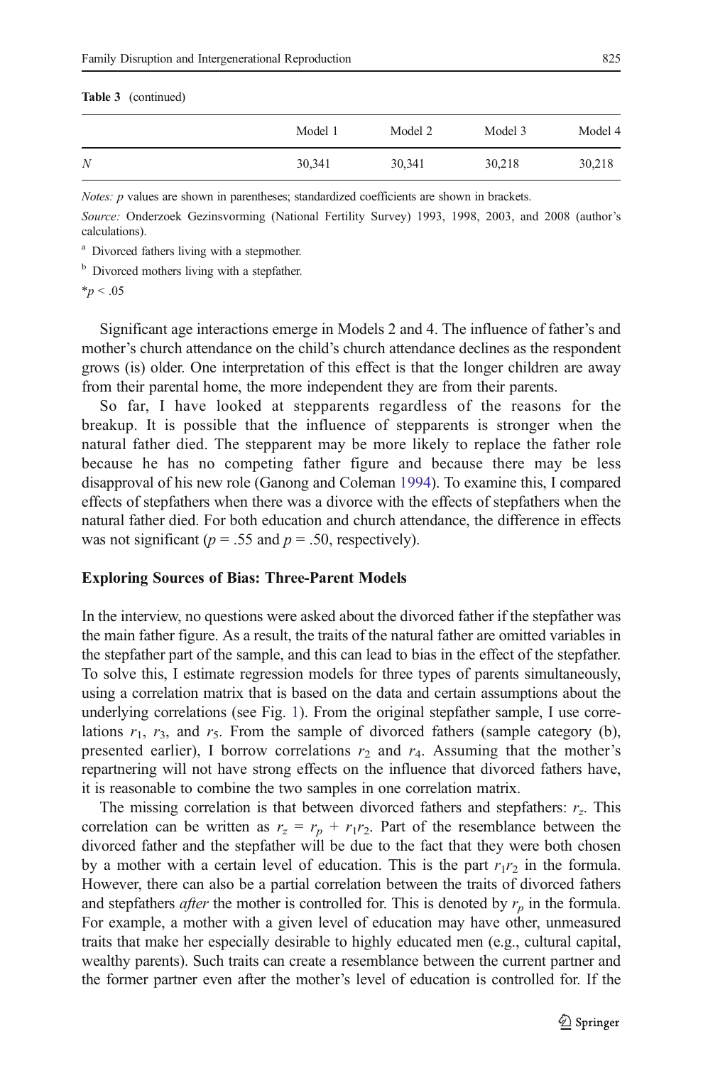**Table 3** (continued)

| | Model 1 | Model 2 | Model 3 | Model 4 |
|---|---|---|---|---|
| *N* | 30,341 | 30,341 | 30,218 | 30,218 |

*Notes: p* values are shown in parentheses; standardized coefficients are shown in brackets.

*Source:* Onderzoek Gezinsvorming (National Fertility Survey) 1993, 1998, 2003, and 2008 (author's calculations).

[a] Divorced fathers living with a stepmother.

[b] Divorced mothers living with a stepfather.

*$p < .05$

Significant age interactions emerge in Models 2 and 4. The influence of father's and mother's church attendance on the child's church attendance declines as the respondent grows (is) older. One interpretation of this effect is that the longer children are away from their parental home, the more independent they are from their parents.

So far, I have looked at stepparents regardless of the reasons for the breakup. It is possible that the influence of stepparents is stronger when the natural father died. The stepparent may be more likely to replace the father role because he has no competing father figure and because there may be less disapproval of his new role (Ganong and Coleman 1994). To examine this, I compared effects of stepfathers when there was a divorce with the effects of stepfathers when the natural father died. For both education and church attendance, the difference in effects was not significant ($p = .55$ and $p = .50$, respectively).

## Exploring Sources of Bias: Three-Parent Models

In the interview, no questions were asked about the divorced father if the stepfather was the main father figure. As a result, the traits of the natural father are omitted variables in the stepfather part of the sample, and this can lead to bias in the effect of the stepfather. To solve this, I estimate regression models for three types of parents simultaneously, using a correlation matrix that is based on the data and certain assumptions about the underlying correlations (see Fig. 1). From the original stepfather sample, I use correlations $r_1$, $r_3$, and $r_5$. From the sample of divorced fathers (sample category (b), presented earlier), I borrow correlations $r_2$ and $r_4$. Assuming that the mother's repartnering will not have strong effects on the influence that divorced fathers have, it is reasonable to combine the two samples in one correlation matrix.

The missing correlation is that between divorced fathers and stepfathers: $r_z$. This correlation can be written as $r_z = r_p + r_1 r_2$. Part of the resemblance between the divorced father and the stepfather will be due to the fact that they were both chosen by a mother with a certain level of education. This is the part $r_1 r_2$ in the formula. However, there can also be a partial correlation between the traits of divorced fathers and stepfathers *after* the mother is controlled for. This is denoted by $r_p$ in the formula. For example, a mother with a given level of education may have other, unmeasured traits that make her especially desirable to highly educated men (e.g., cultural capital, wealthy parents). Such traits can create a resemblance between the current partner and the former partner even after the mother's level of education is controlled for. If the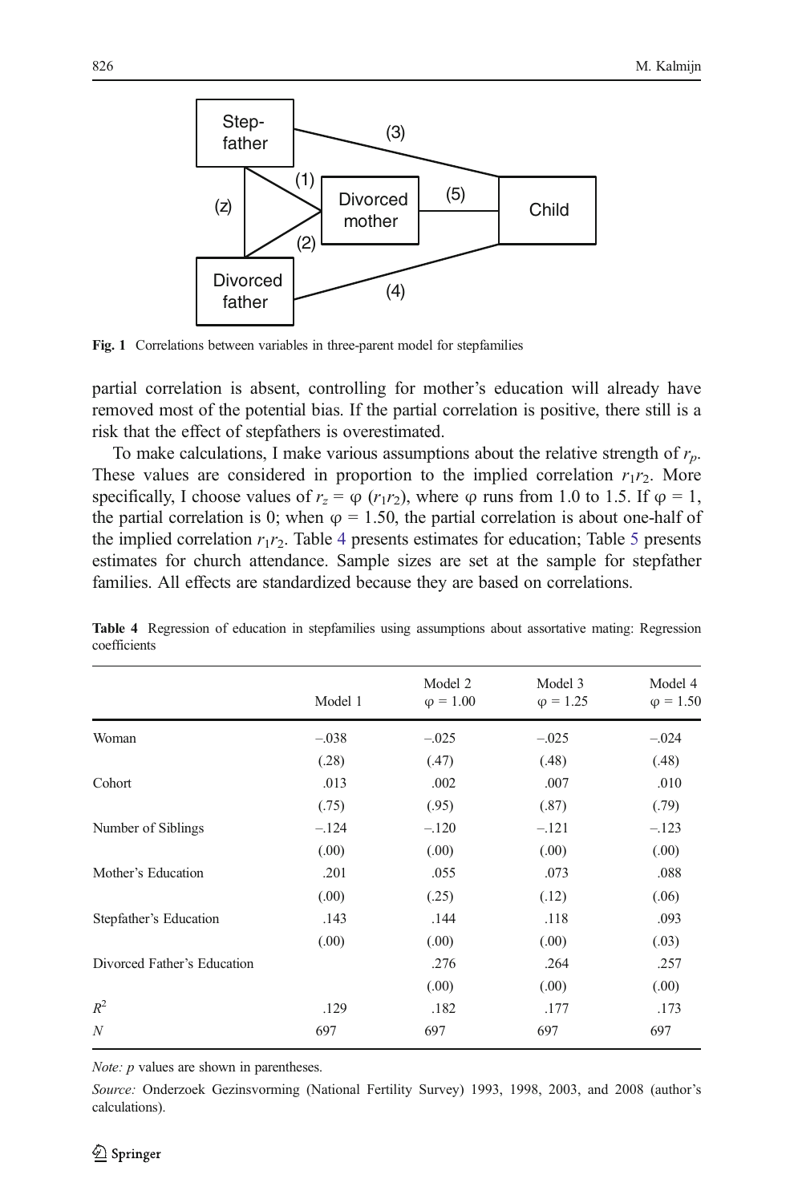Fig. 1 Correlations between variables in three-parent model for stepfamilies

partial correlation is absent, controlling for mother's education will already have removed most of the potential bias. If the partial correlation is positive, there still is a risk that the effect of stepfathers is overestimated.

To make calculations, I make various assumptions about the relative strength of $r_p$. These values are considered in proportion to the implied correlation $r_1r_2$. More specifically, I choose values of $r_z = \varphi\ (r_1r_2)$, where $\varphi$ runs from 1.0 to 1.5. If $\varphi = 1$, the partial correlation is 0; when $\varphi = 1.50$, the partial correlation is about one-half of the implied correlation $r_1r_2$. Table 4 presents estimates for education; Table 5 presents estimates for church attendance. Sample sizes are set at the sample for stepfather families. All effects are standardized because they are based on correlations.

**Table 4** Regression of education in stepfamilies using assumptions about assortative mating: Regression coefficients

| | Model 1 | Model 2 $\varphi = 1.00$ | Model 3 $\varphi = 1.25$ | Model 4 $\varphi = 1.50$ |
|---|---|---|---|---|
| Woman | –.038 | –.025 | –.025 | –.024 |
| | (.28) | (.47) | (.48) | (.48) |
| Cohort | .013 | .002 | .007 | .010 |
| | (.75) | (.95) | (.87) | (.79) |
| Number of Siblings | –.124 | –.120 | –.121 | –.123 |
| | (.00) | (.00) | (.00) | (.00) |
| Mother's Education | .201 | .055 | .073 | .088 |
| | (.00) | (.25) | (.12) | (.06) |
| Stepfather's Education | .143 | .144 | .118 | .093 |
| | (.00) | (.00) | (.00) | (.03) |
| Divorced Father's Education | | .276 | .264 | .257 |
| | | (.00) | (.00) | (.00) |
| $R^2$ | .129 | .182 | .177 | .173 |
| $N$ | 697 | 697 | 697 | 697 |

*Note:* $p$ values are shown in parentheses.

*Source:* Onderzoek Gezinsvorming (National Fertility Survey) 1993, 1998, 2003, and 2008 (author's calculations).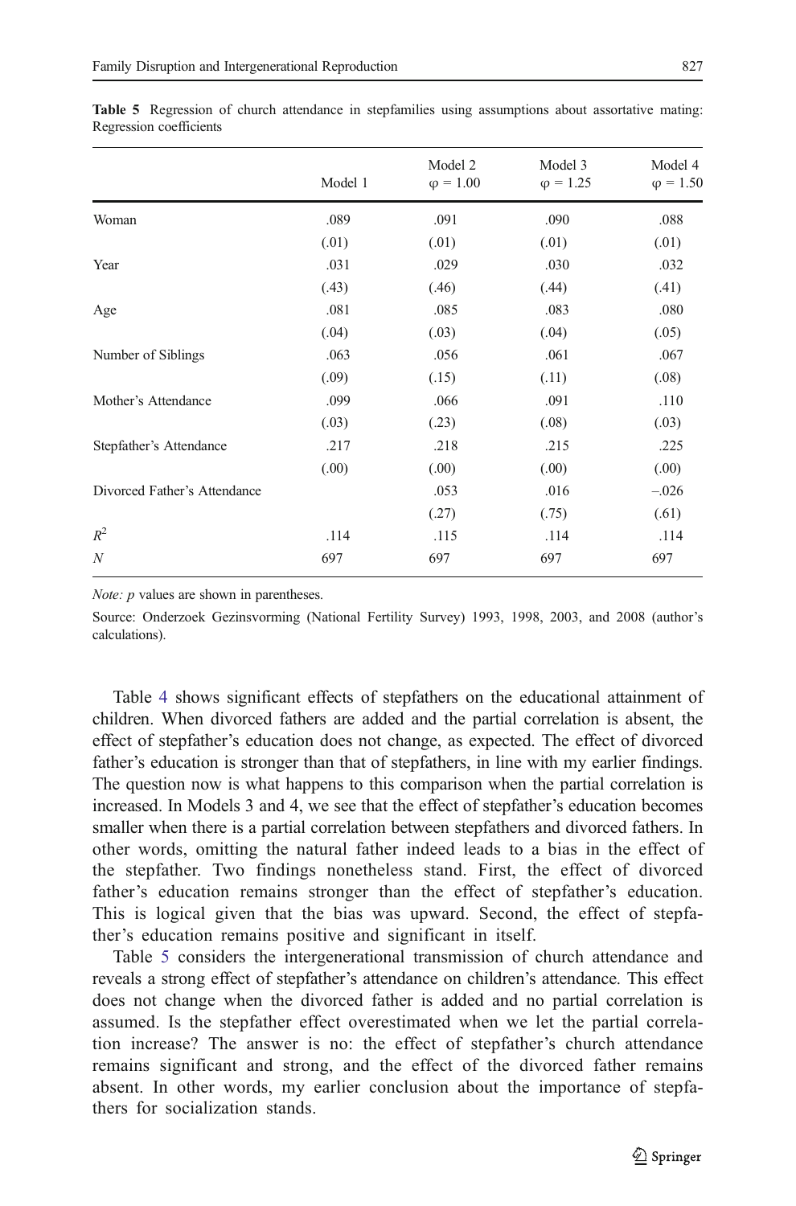**Table 5** Regression of church attendance in stepfamilies using assumptions about assortative mating: Regression coefficients

| | Model 1 | Model 2 $\varphi = 1.00$ | Model 3 $\varphi = 1.25$ | Model 4 $\varphi = 1.50$ |
|---|---|---|---|---|
| Woman | .089 | .091 | .090 | .088 |
| | (.01) | (.01) | (.01) | (.01) |
| Year | .031 | .029 | .030 | .032 |
| | (.43) | (.46) | (.44) | (.41) |
| Age | .081 | .085 | .083 | .080 |
| | (.04) | (.03) | (.04) | (.05) |
| Number of Siblings | .063 | .056 | .061 | .067 |
| | (.09) | (.15) | (.11) | (.08) |
| Mother's Attendance | .099 | .066 | .091 | .110 |
| | (.03) | (.23) | (.08) | (.03) |
| Stepfather's Attendance | .217 | .218 | .215 | .225 |
| | (.00) | (.00) | (.00) | (.00) |
| Divorced Father's Attendance | | .053 | .016 | –.026 |
| | | (.27) | (.75) | (.61) |
| $R^2$ | .114 | .115 | .114 | .114 |
| $N$ | 697 | 697 | 697 | 697 |

*Note: p* values are shown in parentheses.

Source: Onderzoek Gezinsvorming (National Fertility Survey) 1993, 1998, 2003, and 2008 (author's calculations).

Table 4 shows significant effects of stepfathers on the educational attainment of children. When divorced fathers are added and the partial correlation is absent, the effect of stepfather's education does not change, as expected. The effect of divorced father's education is stronger than that of stepfathers, in line with my earlier findings. The question now is what happens to this comparison when the partial correlation is increased. In Models 3 and 4, we see that the effect of stepfather's education becomes smaller when there is a partial correlation between stepfathers and divorced fathers. In other words, omitting the natural father indeed leads to a bias in the effect of the stepfather. Two findings nonetheless stand. First, the effect of divorced father's education remains stronger than the effect of stepfather's education. This is logical given that the bias was upward. Second, the effect of stepfather's education remains positive and significant in itself.

Table 5 considers the intergenerational transmission of church attendance and reveals a strong effect of stepfather's attendance on children's attendance. This effect does not change when the divorced father is added and no partial correlation is assumed. Is the stepfather effect overestimated when we let the partial correlation increase? The answer is no: the effect of stepfather's church attendance remains significant and strong, and the effect of the divorced father remains absent. In other words, my earlier conclusion about the importance of stepfathers for socialization stands.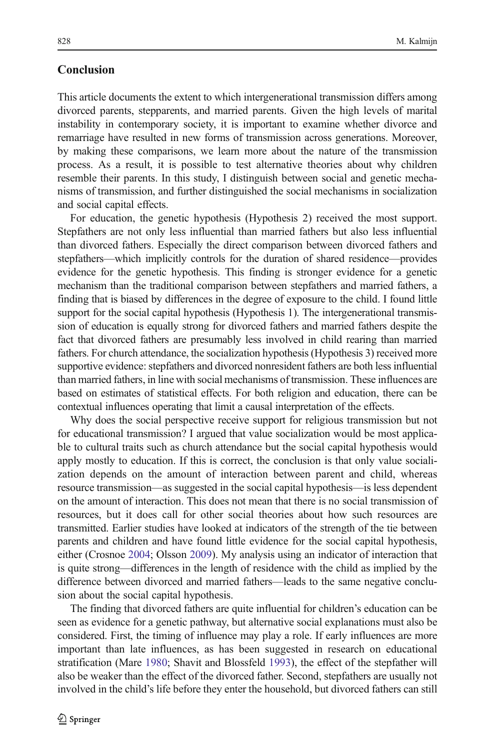## Conclusion

This article documents the extent to which intergenerational transmission differs among divorced parents, stepparents, and married parents. Given the high levels of marital instability in contemporary society, it is important to examine whether divorce and remarriage have resulted in new forms of transmission across generations. Moreover, by making these comparisons, we learn more about the nature of the transmission process. As a result, it is possible to test alternative theories about why children resemble their parents. In this study, I distinguish between social and genetic mechanisms of transmission, and further distinguished the social mechanisms in socialization and social capital effects.

For education, the genetic hypothesis (Hypothesis 2) received the most support. Stepfathers are not only less influential than married fathers but also less influential than divorced fathers. Especially the direct comparison between divorced fathers and stepfathers—which implicitly controls for the duration of shared residence—provides evidence for the genetic hypothesis. This finding is stronger evidence for a genetic mechanism than the traditional comparison between stepfathers and married fathers, a finding that is biased by differences in the degree of exposure to the child. I found little support for the social capital hypothesis (Hypothesis 1). The intergenerational transmission of education is equally strong for divorced fathers and married fathers despite the fact that divorced fathers are presumably less involved in child rearing than married fathers. For church attendance, the socialization hypothesis (Hypothesis 3) received more supportive evidence: stepfathers and divorced nonresident fathers are both less influential than married fathers, in line with social mechanisms of transmission. These influences are based on estimates of statistical effects. For both religion and education, there can be contextual influences operating that limit a causal interpretation of the effects.

Why does the social perspective receive support for religious transmission but not for educational transmission? I argued that value socialization would be most applicable to cultural traits such as church attendance but the social capital hypothesis would apply mostly to education. If this is correct, the conclusion is that only value socialization depends on the amount of interaction between parent and child, whereas resource transmission—as suggested in the social capital hypothesis—is less dependent on the amount of interaction. This does not mean that there is no social transmission of resources, but it does call for other social theories about how such resources are transmitted. Earlier studies have looked at indicators of the strength of the tie between parents and children and have found little evidence for the social capital hypothesis, either (Crosnoe 2004; Olsson 2009). My analysis using an indicator of interaction that is quite strong—differences in the length of residence with the child as implied by the difference between divorced and married fathers—leads to the same negative conclusion about the social capital hypothesis.

The finding that divorced fathers are quite influential for children's education can be seen as evidence for a genetic pathway, but alternative social explanations must also be considered. First, the timing of influence may play a role. If early influences are more important than late influences, as has been suggested in research on educational stratification (Mare 1980; Shavit and Blossfeld 1993), the effect of the stepfather will also be weaker than the effect of the divorced father. Second, stepfathers are usually not involved in the child's life before they enter the household, but divorced fathers can still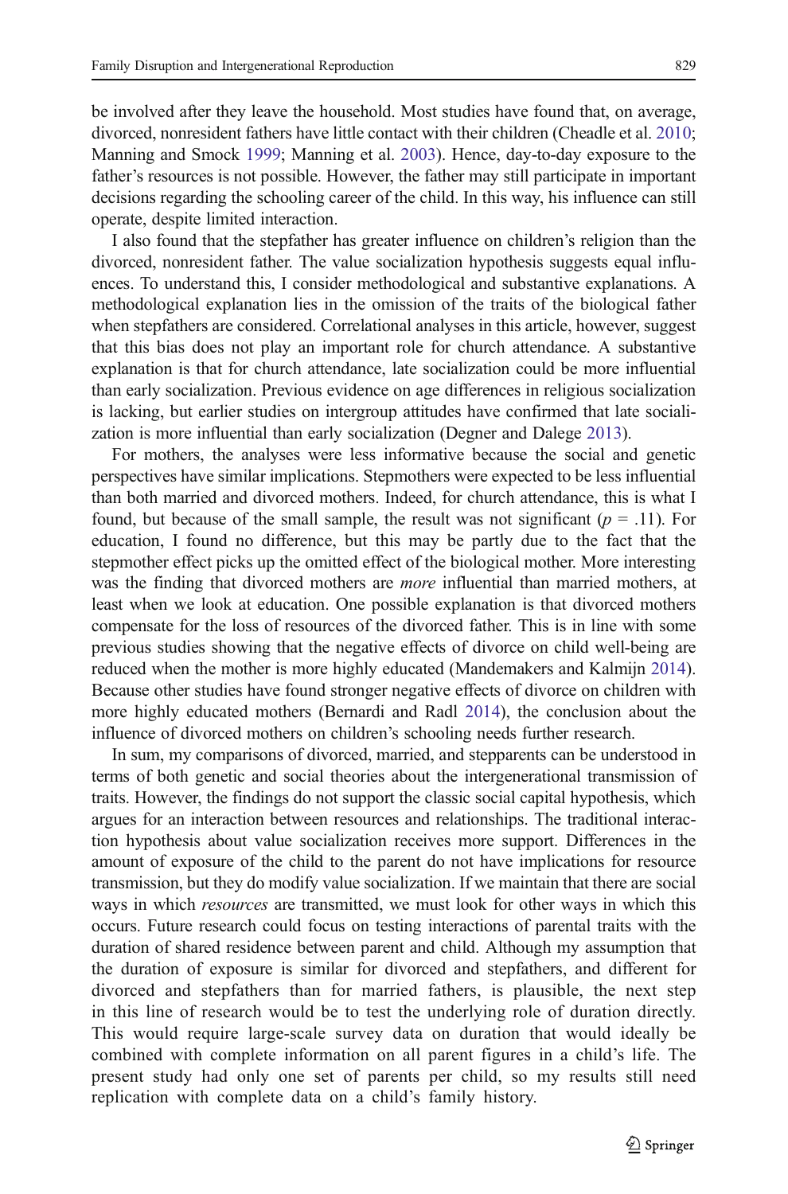be involved after they leave the household. Most studies have found that, on average, divorced, nonresident fathers have little contact with their children (Cheadle et al. 2010; Manning and Smock 1999; Manning et al. 2003). Hence, day-to-day exposure to the father's resources is not possible. However, the father may still participate in important decisions regarding the schooling career of the child. In this way, his influence can still operate, despite limited interaction.

I also found that the stepfather has greater influence on children's religion than the divorced, nonresident father. The value socialization hypothesis suggests equal influences. To understand this, I consider methodological and substantive explanations. A methodological explanation lies in the omission of the traits of the biological father when stepfathers are considered. Correlational analyses in this article, however, suggest that this bias does not play an important role for church attendance. A substantive explanation is that for church attendance, late socialization could be more influential than early socialization. Previous evidence on age differences in religious socialization is lacking, but earlier studies on intergroup attitudes have confirmed that late socialization is more influential than early socialization (Degner and Dalege 2013).

For mothers, the analyses were less informative because the social and genetic perspectives have similar implications. Stepmothers were expected to be less influential than both married and divorced mothers. Indeed, for church attendance, this is what I found, but because of the small sample, the result was not significant ($p = .11$). For education, I found no difference, but this may be partly due to the fact that the stepmother effect picks up the omitted effect of the biological mother. More interesting was the finding that divorced mothers are *more* influential than married mothers, at least when we look at education. One possible explanation is that divorced mothers compensate for the loss of resources of the divorced father. This is in line with some previous studies showing that the negative effects of divorce on child well-being are reduced when the mother is more highly educated (Mandemakers and Kalmijn 2014). Because other studies have found stronger negative effects of divorce on children with more highly educated mothers (Bernardi and Radl 2014), the conclusion about the influence of divorced mothers on children's schooling needs further research.

In sum, my comparisons of divorced, married, and stepparents can be understood in terms of both genetic and social theories about the intergenerational transmission of traits. However, the findings do not support the classic social capital hypothesis, which argues for an interaction between resources and relationships. The traditional interaction hypothesis about value socialization receives more support. Differences in the amount of exposure of the child to the parent do not have implications for resource transmission, but they do modify value socialization. If we maintain that there are social ways in which *resources* are transmitted, we must look for other ways in which this occurs. Future research could focus on testing interactions of parental traits with the duration of shared residence between parent and child. Although my assumption that the duration of exposure is similar for divorced and stepfathers, and different for divorced and stepfathers than for married fathers, is plausible, the next step in this line of research would be to test the underlying role of duration directly. This would require large-scale survey data on duration that would ideally be combined with complete information on all parent figures in a child's life. The present study had only one set of parents per child, so my results still need replication with complete data on a child's family history.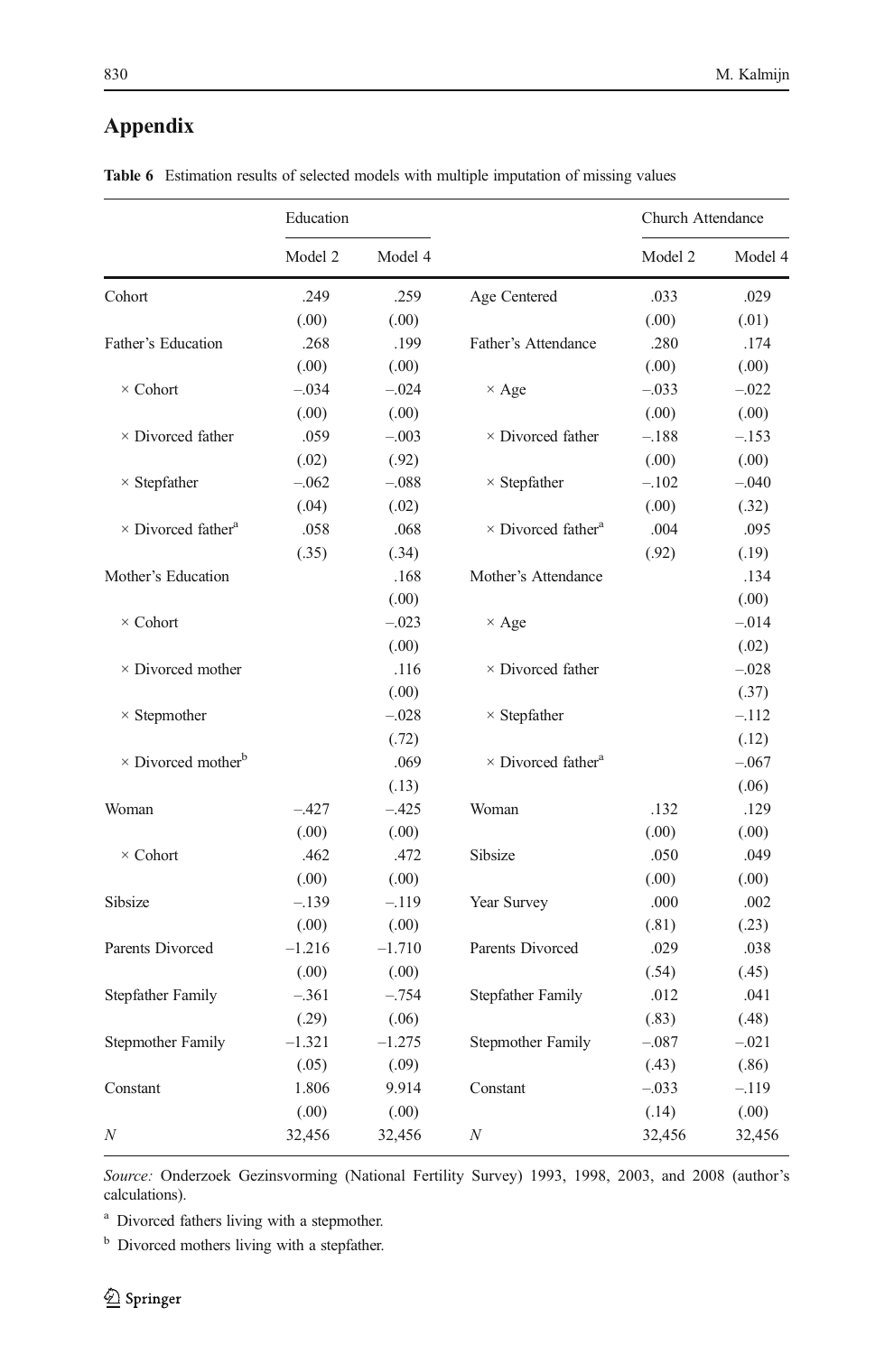## Appendix

**Table 6** Estimation results of selected models with multiple imputation of missing values

| | Education | | | Church Attendance | |
|---|---|---|---|---|---|
| | Model 2 | Model 4 | | Model 2 | Model 4 |
| Cohort | .249 | .259 | Age Centered | .033 | .029 |
| | (.00) | (.00) | | (.00) | (.01) |
| Father's Education | .268 | .199 | Father's Attendance | .280 | .174 |
| | (.00) | (.00) | | (.00) | (.00) |
| × Cohort | –.034 | –.024 | × Age | –.033 | –.022 |
| | (.00) | (.00) | | (.00) | (.00) |
| × Divorced father | .059 | –.003 | × Divorced father | –.188 | –.153 |
| | (.02) | (.92) | | (.00) | (.00) |
| × Stepfather | –.062 | –.088 | × Stepfather | –.102 | –.040 |
| | (.04) | (.02) | | (.00) | (.32) |
| × Divorced father[a] | .058 | .068 | × Divorced father[a] | .004 | .095 |
| | (.35) | (.34) | | (.92) | (.19) |
| Mother's Education | | .168 | Mother's Attendance | | .134 |
| | | (.00) | | | (.00) |
| × Cohort | | –.023 | × Age | | –.014 |
| | | (.00) | | | (.02) |
| × Divorced mother | | .116 | × Divorced father | | –.028 |
| | | (.00) | | | (.37) |
| × Stepmother | | –.028 | × Stepfather | | –.112 |
| | | (.72) | | | (.12) |
| × Divorced mother[b] | | .069 | × Divorced father[a] | | –.067 |
| | | (.13) | | | (.06) |
| Woman | –.427 | –.425 | Woman | .132 | .129 |
| | (.00) | (.00) | | (.00) | (.00) |
| × Cohort | .462 | .472 | Sibsize | .050 | .049 |
| | (.00) | (.00) | | (.00) | (.00) |
| Sibsize | –.139 | –.119 | Year Survey | .000 | .002 |
| | (.00) | (.00) | | (.81) | (.23) |
| Parents Divorced | –1.216 | –1.710 | Parents Divorced | .029 | .038 |
| | (.00) | (.00) | | (.54) | (.45) |
| Stepfather Family | –.361 | –.754 | Stepfather Family | .012 | .041 |
| | (.29) | (.06) | | (.83) | (.48) |
| Stepmother Family | –1.321 | –1.275 | Stepmother Family | –.087 | –.021 |
| | (.05) | (.09) | | (.43) | (.86) |
| Constant | 1.806 | 9.914 | Constant | –.033 | –.119 |
| | (.00) | (.00) | | (.14) | (.00) |
| *N* | 32,456 | 32,456 | *N* | 32,456 | 32,456 |

*Source:* Onderzoek Gezinsvorming (National Fertility Survey) 1993, 1998, 2003, and 2008 (author's calculations).

[a] Divorced fathers living with a stepmother.

[b] Divorced mothers living with a stepfather.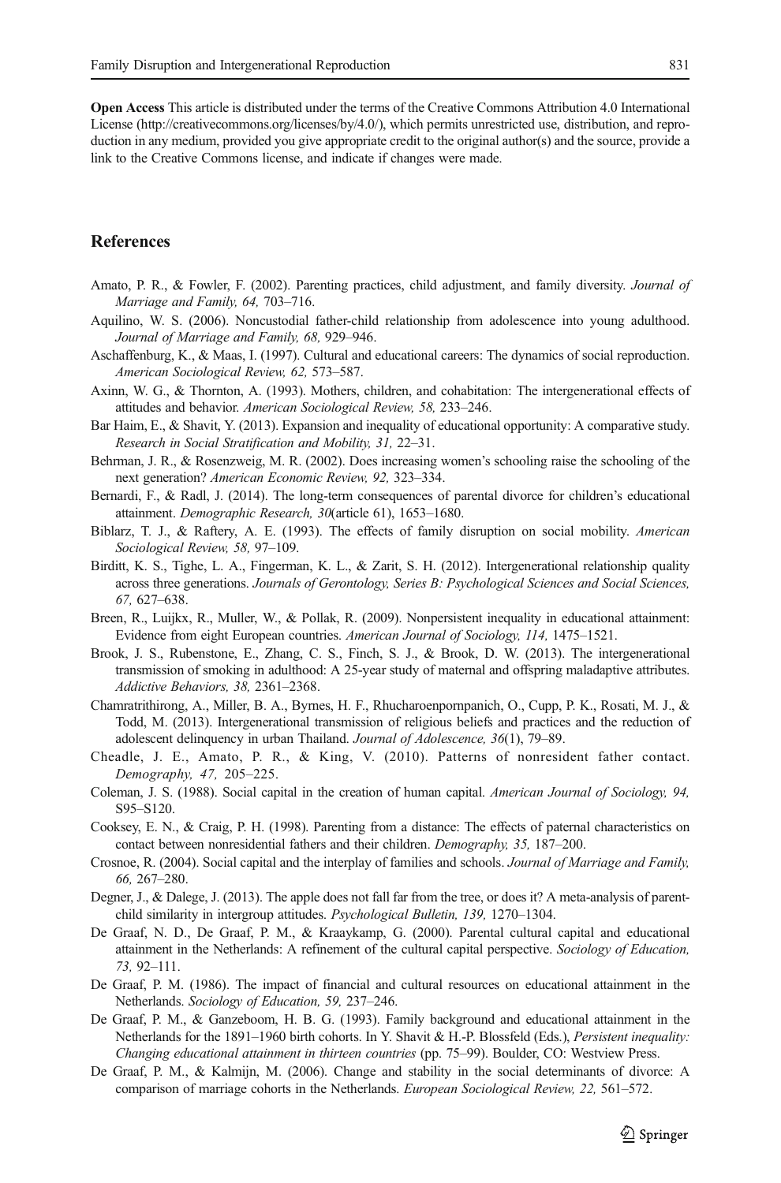**Open Access** This article is distributed under the terms of the Creative Commons Attribution 4.0 International License (http://creativecommons.org/licenses/by/4.0/), which permits unrestricted use, distribution, and reproduction in any medium, provided you give appropriate credit to the original author(s) and the source, provide a link to the Creative Commons license, and indicate if changes were made.

## References

Amato, P. R., & Fowler, F. (2002). Parenting practices, child adjustment, and family diversity. *Journal of Marriage and Family, 64,* 703–716.

Aquilino, W. S. (2006). Noncustodial father-child relationship from adolescence into young adulthood. *Journal of Marriage and Family, 68,* 929–946.

Aschaffenburg, K., & Maas, I. (1997). Cultural and educational careers: The dynamics of social reproduction. *American Sociological Review, 62,* 573–587.

Axinn, W. G., & Thornton, A. (1993). Mothers, children, and cohabitation: The intergenerational effects of attitudes and behavior. *American Sociological Review, 58,* 233–246.

Bar Haim, E., & Shavit, Y. (2013). Expansion and inequality of educational opportunity: A comparative study. *Research in Social Stratification and Mobility, 31,* 22–31.

Behrman, J. R., & Rosenzweig, M. R. (2002). Does increasing women's schooling raise the schooling of the next generation? *American Economic Review, 92,* 323–334.

Bernardi, F., & Radl, J. (2014). The long-term consequences of parental divorce for children's educational attainment. *Demographic Research, 30*(article 61), 1653–1680.

Biblarz, T. J., & Raftery, A. E. (1993). The effects of family disruption on social mobility. *American Sociological Review, 58,* 97–109.

Birditt, K. S., Tighe, L. A., Fingerman, K. L., & Zarit, S. H. (2012). Intergenerational relationship quality across three generations. *Journals of Gerontology, Series B: Psychological Sciences and Social Sciences, 67,* 627–638.

Breen, R., Luijkx, R., Muller, W., & Pollak, R. (2009). Nonpersistent inequality in educational attainment: Evidence from eight European countries. *American Journal of Sociology, 114,* 1475–1521.

Brook, J. S., Rubenstone, E., Zhang, C. S., Finch, S. J., & Brook, D. W. (2013). The intergenerational transmission of smoking in adulthood: A 25-year study of maternal and offspring maladaptive attributes. *Addictive Behaviors, 38,* 2361–2368.

Chamratrithirong, A., Miller, B. A., Byrnes, H. F., Rhucharoenpornpanich, O., Cupp, P. K., Rosati, M. J., & Todd, M. (2013). Intergenerational transmission of religious beliefs and practices and the reduction of adolescent delinquency in urban Thailand. *Journal of Adolescence, 36*(1), 79–89.

Cheadle, J. E., Amato, P. R., & King, V. (2010). Patterns of nonresident father contact. *Demography, 47,* 205–225.

Coleman, J. S. (1988). Social capital in the creation of human capital. *American Journal of Sociology, 94,* S95–S120.

Cooksey, E. N., & Craig, P. H. (1998). Parenting from a distance: The effects of paternal characteristics on contact between nonresidential fathers and their children. *Demography, 35,* 187–200.

Crosnoe, R. (2004). Social capital and the interplay of families and schools. *Journal of Marriage and Family, 66,* 267–280.

Degner, J., & Dalege, J. (2013). The apple does not fall far from the tree, or does it? A meta-analysis of parent-child similarity in intergroup attitudes. *Psychological Bulletin, 139,* 1270–1304.

De Graaf, N. D., De Graaf, P. M., & Kraaykamp, G. (2000). Parental cultural capital and educational attainment in the Netherlands: A refinement of the cultural capital perspective. *Sociology of Education, 73,* 92–111.

De Graaf, P. M. (1986). The impact of financial and cultural resources on educational attainment in the Netherlands. *Sociology of Education, 59,* 237–246.

De Graaf, P. M., & Ganzeboom, H. B. G. (1993). Family background and educational attainment in the Netherlands for the 1891–1960 birth cohorts. In Y. Shavit & H.-P. Blossfeld (Eds.), *Persistent inequality: Changing educational attainment in thirteen countries* (pp. 75–99). Boulder, CO: Westview Press.

De Graaf, P. M., & Kalmijn, M. (2006). Change and stability in the social determinants of divorce: A comparison of marriage cohorts in the Netherlands. *European Sociological Review, 22,* 561–572.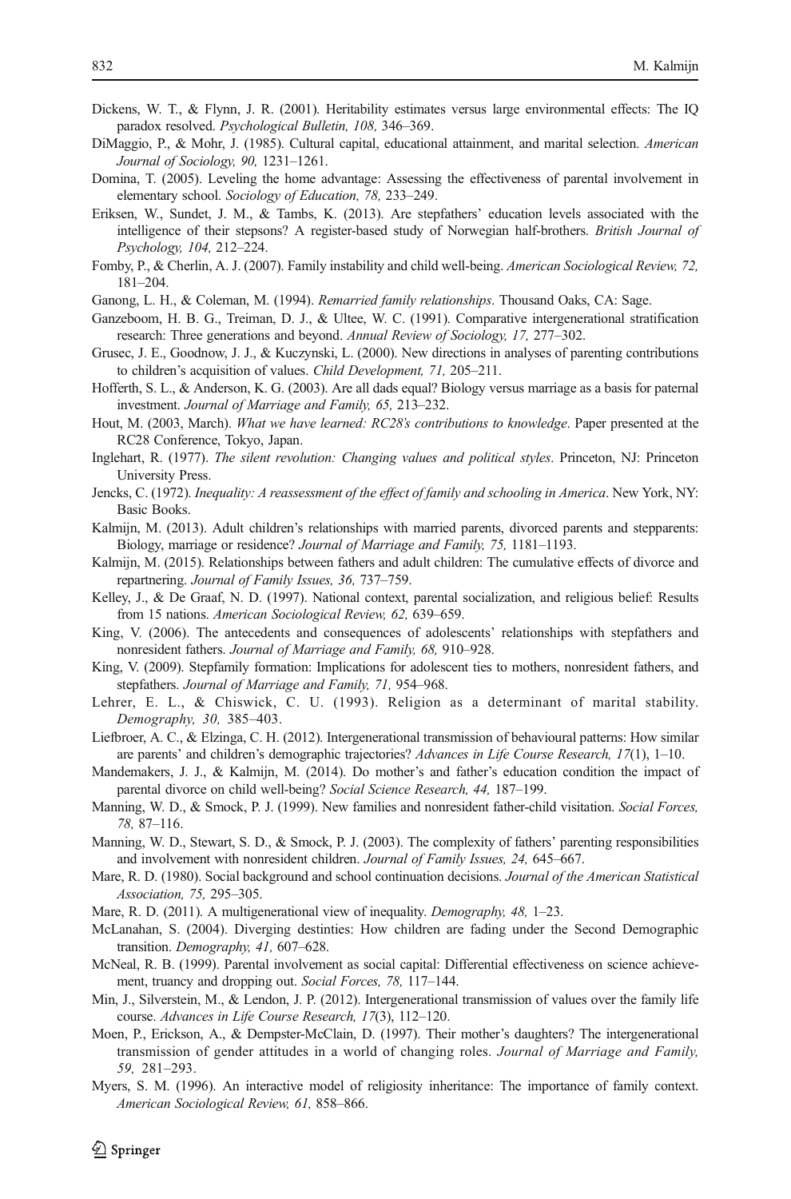Dickens, W. T., & Flynn, J. R. (2001). Heritability estimates versus large environmental effects: The IQ paradox resolved. *Psychological Bulletin, 108,* 346–369.

DiMaggio, P., & Mohr, J. (1985). Cultural capital, educational attainment, and marital selection. *American Journal of Sociology, 90,* 1231–1261.

Domina, T. (2005). Leveling the home advantage: Assessing the effectiveness of parental involvement in elementary school. *Sociology of Education, 78,* 233–249.

Eriksen, W., Sundet, J. M., & Tambs, K. (2013). Are stepfathers' education levels associated with the intelligence of their stepsons? A register-based study of Norwegian half-brothers. *British Journal of Psychology, 104,* 212–224.

Fomby, P., & Cherlin, A. J. (2007). Family instability and child well-being. *American Sociological Review, 72,* 181–204.

Ganong, L. H., & Coleman, M. (1994). *Remarried family relationships*. Thousand Oaks, CA: Sage.

Ganzeboom, H. B. G., Treiman, D. J., & Ultee, W. C. (1991). Comparative intergenerational stratification research: Three generations and beyond. *Annual Review of Sociology, 17,* 277–302.

Grusec, J. E., Goodnow, J. J., & Kuczynski, L. (2000). New directions in analyses of parenting contributions to children's acquisition of values. *Child Development, 71,* 205–211.

Hofferth, S. L., & Anderson, K. G. (2003). Are all dads equal? Biology versus marriage as a basis for paternal investment. *Journal of Marriage and Family, 65,* 213–232.

Hout, M. (2003, March). *What we have learned: RC28's contributions to knowledge*. Paper presented at the RC28 Conference, Tokyo, Japan.

Inglehart, R. (1977). *The silent revolution: Changing values and political styles*. Princeton, NJ: Princeton University Press.

Jencks, C. (1972). *Inequality: A reassessment of the effect of family and schooling in America*. New York, NY: Basic Books.

Kalmijn, M. (2013). Adult children's relationships with married parents, divorced parents and stepparents: Biology, marriage or residence? *Journal of Marriage and Family, 75,* 1181–1193.

Kalmijn, M. (2015). Relationships between fathers and adult children: The cumulative effects of divorce and repartnering. *Journal of Family Issues, 36,* 737–759.

Kelley, J., & De Graaf, N. D. (1997). National context, parental socialization, and religious belief: Results from 15 nations. *American Sociological Review, 62,* 639–659.

King, V. (2006). The antecedents and consequences of adolescents' relationships with stepfathers and nonresident fathers. *Journal of Marriage and Family, 68,* 910–928.

King, V. (2009). Stepfamily formation: Implications for adolescent ties to mothers, nonresident fathers, and stepfathers. *Journal of Marriage and Family, 71,* 954–968.

Lehrer, E. L., & Chiswick, C. U. (1993). Religion as a determinant of marital stability. *Demography, 30,* 385–403.

Liefbroer, A. C., & Elzinga, C. H. (2012). Intergenerational transmission of behavioural patterns: How similar are parents' and children's demographic trajectories? *Advances in Life Course Research, 17*(1), 1–10.

Mandemakers, J. J., & Kalmijn, M. (2014). Do mother's and father's education condition the impact of parental divorce on child well-being? *Social Science Research, 44,* 187–199.

Manning, W. D., & Smock, P. J. (1999). New families and nonresident father-child visitation. *Social Forces, 78,* 87–116.

Manning, W. D., Stewart, S. D., & Smock, P. J. (2003). The complexity of fathers' parenting responsibilities and involvement with nonresident children. *Journal of Family Issues, 24,* 645–667.

Mare, R. D. (1980). Social background and school continuation decisions. *Journal of the American Statistical Association, 75,* 295–305.

Mare, R. D. (2011). A multigenerational view of inequality. *Demography, 48,* 1–23.

McLanahan, S. (2004). Diverging destinties: How children are fading under the Second Demographic transition. *Demography, 41,* 607–628.

McNeal, R. B. (1999). Parental involvement as social capital: Differential effectiveness on science achievement, truancy and dropping out. *Social Forces, 78,* 117–144.

Min, J., Silverstein, M., & Lendon, J. P. (2012). Intergenerational transmission of values over the family life course. *Advances in Life Course Research, 17*(3), 112–120.

Moen, P., Erickson, A., & Dempster-McClain, D. (1997). Their mother's daughters? The intergenerational transmission of gender attitudes in a world of changing roles. *Journal of Marriage and Family, 59,* 281–293.

Myers, S. M. (1996). An interactive model of religiosity inheritance: The importance of family context. *American Sociological Review, 61,* 858–866.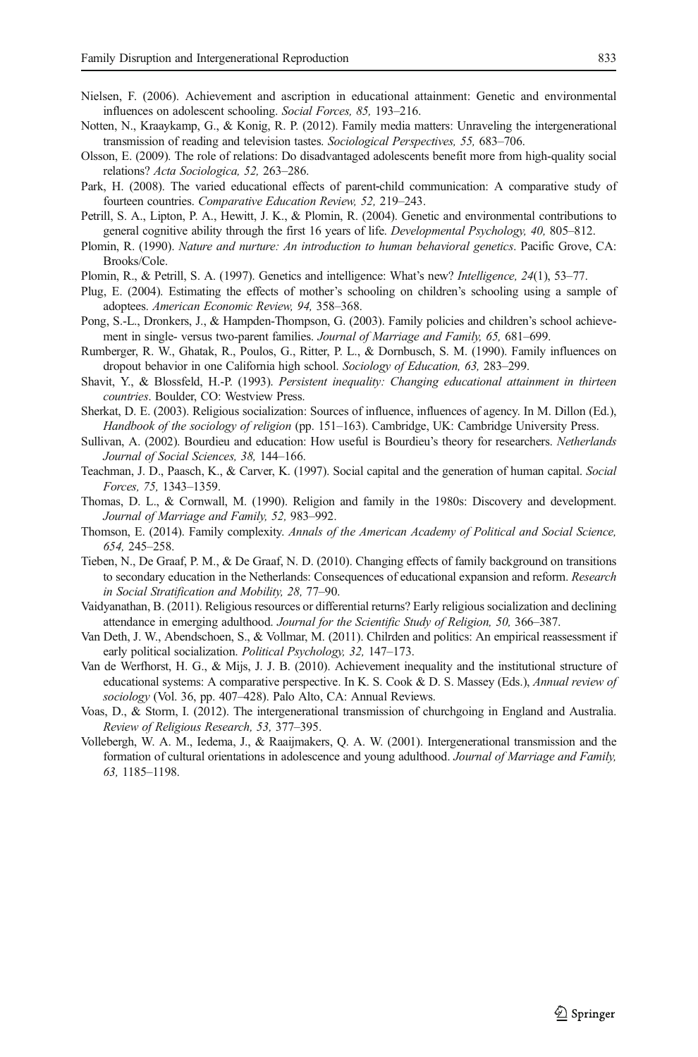Nielsen, F. (2006). Achievement and ascription in educational attainment: Genetic and environmental influences on adolescent schooling. *Social Forces, 85,* 193–216.

Notten, N., Kraaykamp, G., & Konig, R. P. (2012). Family media matters: Unraveling the intergenerational transmission of reading and television tastes. *Sociological Perspectives, 55,* 683–706.

Olsson, E. (2009). The role of relations: Do disadvantaged adolescents benefit more from high-quality social relations? *Acta Sociologica, 52,* 263–286.

Park, H. (2008). The varied educational effects of parent-child communication: A comparative study of fourteen countries. *Comparative Education Review, 52,* 219–243.

Petrill, S. A., Lipton, P. A., Hewitt, J. K., & Plomin, R. (2004). Genetic and environmental contributions to general cognitive ability through the first 16 years of life. *Developmental Psychology, 40,* 805–812.

Plomin, R. (1990). *Nature and nurture: An introduction to human behavioral genetics*. Pacific Grove, CA: Brooks/Cole.

Plomin, R., & Petrill, S. A. (1997). Genetics and intelligence: What's new? *Intelligence, 24*(1), 53–77.

Plug, E. (2004). Estimating the effects of mother's schooling on children's schooling using a sample of adoptees. *American Economic Review, 94,* 358–368.

Pong, S.-L., Dronkers, J., & Hampden-Thompson, G. (2003). Family policies and children's school achievement in single- versus two-parent families. *Journal of Marriage and Family, 65,* 681–699.

Rumberger, R. W., Ghatak, R., Poulos, G., Ritter, P. L., & Dornbusch, S. M. (1990). Family influences on dropout behavior in one California high school. *Sociology of Education, 63,* 283–299.

Shavit, Y., & Blossfeld, H.-P. (1993). *Persistent inequality: Changing educational attainment in thirteen countries*. Boulder, CO: Westview Press.

Sherkat, D. E. (2003). Religious socialization: Sources of influence, influences of agency. In M. Dillon (Ed.), *Handbook of the sociology of religion* (pp. 151–163). Cambridge, UK: Cambridge University Press.

Sullivan, A. (2002). Bourdieu and education: How useful is Bourdieu's theory for researchers. *Netherlands Journal of Social Sciences, 38,* 144–166.

Teachman, J. D., Paasch, K., & Carver, K. (1997). Social capital and the generation of human capital. *Social Forces, 75,* 1343–1359.

Thomas, D. L., & Cornwall, M. (1990). Religion and family in the 1980s: Discovery and development. *Journal of Marriage and Family, 52,* 983–992.

Thomson, E. (2014). Family complexity. *Annals of the American Academy of Political and Social Science, 654,* 245–258.

Tieben, N., De Graaf, P. M., & De Graaf, N. D. (2010). Changing effects of family background on transitions to secondary education in the Netherlands: Consequences of educational expansion and reform. *Research in Social Stratification and Mobility, 28,* 77–90.

Vaidyanathan, B. (2011). Religious resources or differential returns? Early religious socialization and declining attendance in emerging adulthood. *Journal for the Scientific Study of Religion, 50,* 366–387.

Van Deth, J. W., Abendschoen, S., & Vollmar, M. (2011). Chilrden and politics: An empirical reassessment if early political socialization. *Political Psychology, 32,* 147–173.

Van de Werfhorst, H. G., & Mijs, J. J. B. (2010). Achievement inequality and the institutional structure of educational systems: A comparative perspective. In K. S. Cook & D. S. Massey (Eds.), *Annual review of sociology* (Vol. 36, pp. 407–428). Palo Alto, CA: Annual Reviews.

Voas, D., & Storm, I. (2012). The intergenerational transmission of churchgoing in England and Australia. *Review of Religious Research, 53,* 377–395.

Vollebergh, W. A. M., Iedema, J., & Raaijmakers, Q. A. W. (2001). Intergenerational transmission and the formation of cultural orientations in adolescence and young adulthood. *Journal of Marriage and Family, 63,* 1185–1198.